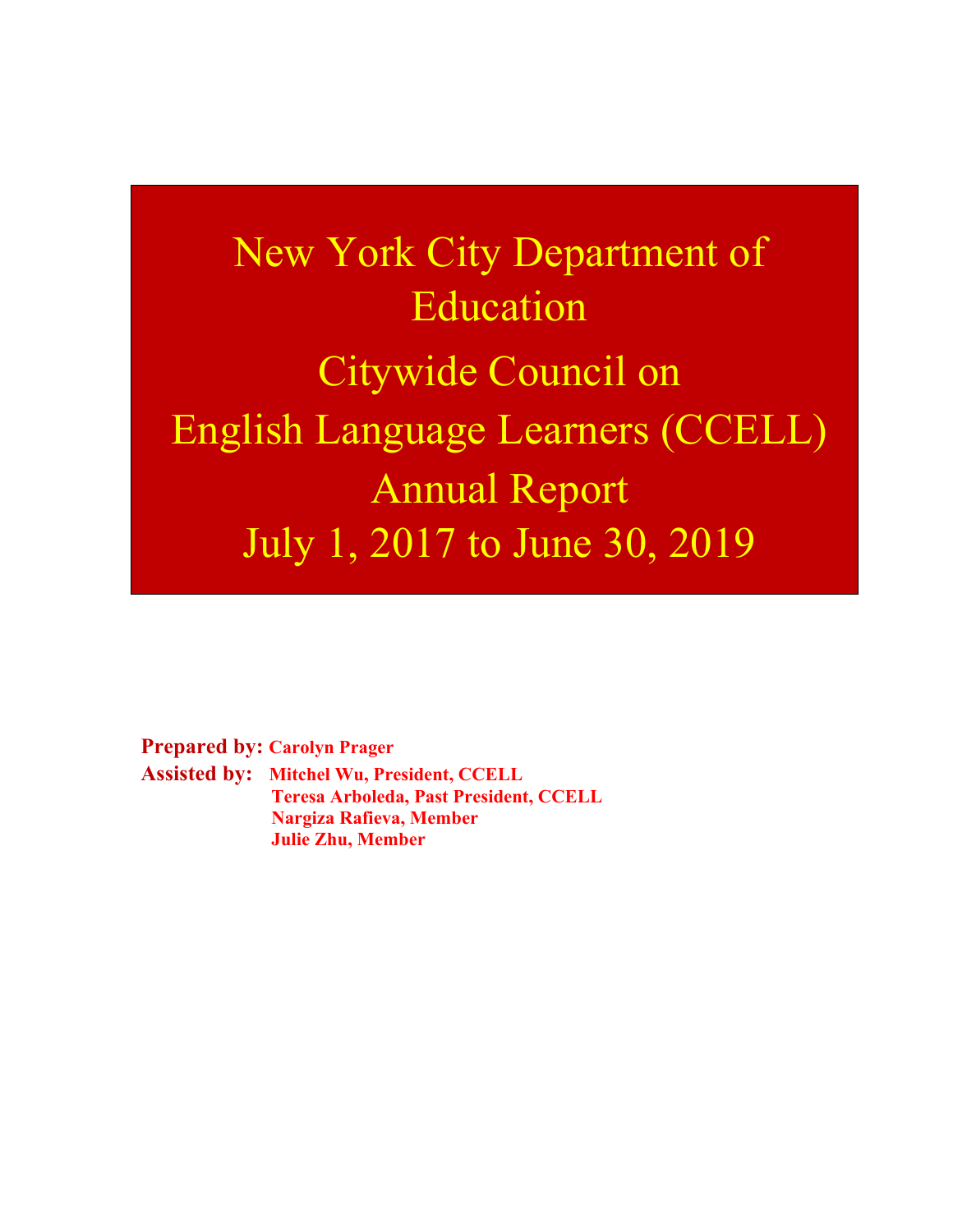# New York City Department of Education

# Citywide Council on English Language Learners (CCELL)

# Annual Report

# July 1, 2017 to June 30, 2019

**Prepared by:** **Carolyn Prager**

**Assisted by:** **Mitchel Wu, President, CCELL**
**Teresa Arboleda, Past President, CCELL**
**Nargiza Rafieva, Member**
**Julie Zhu, Member**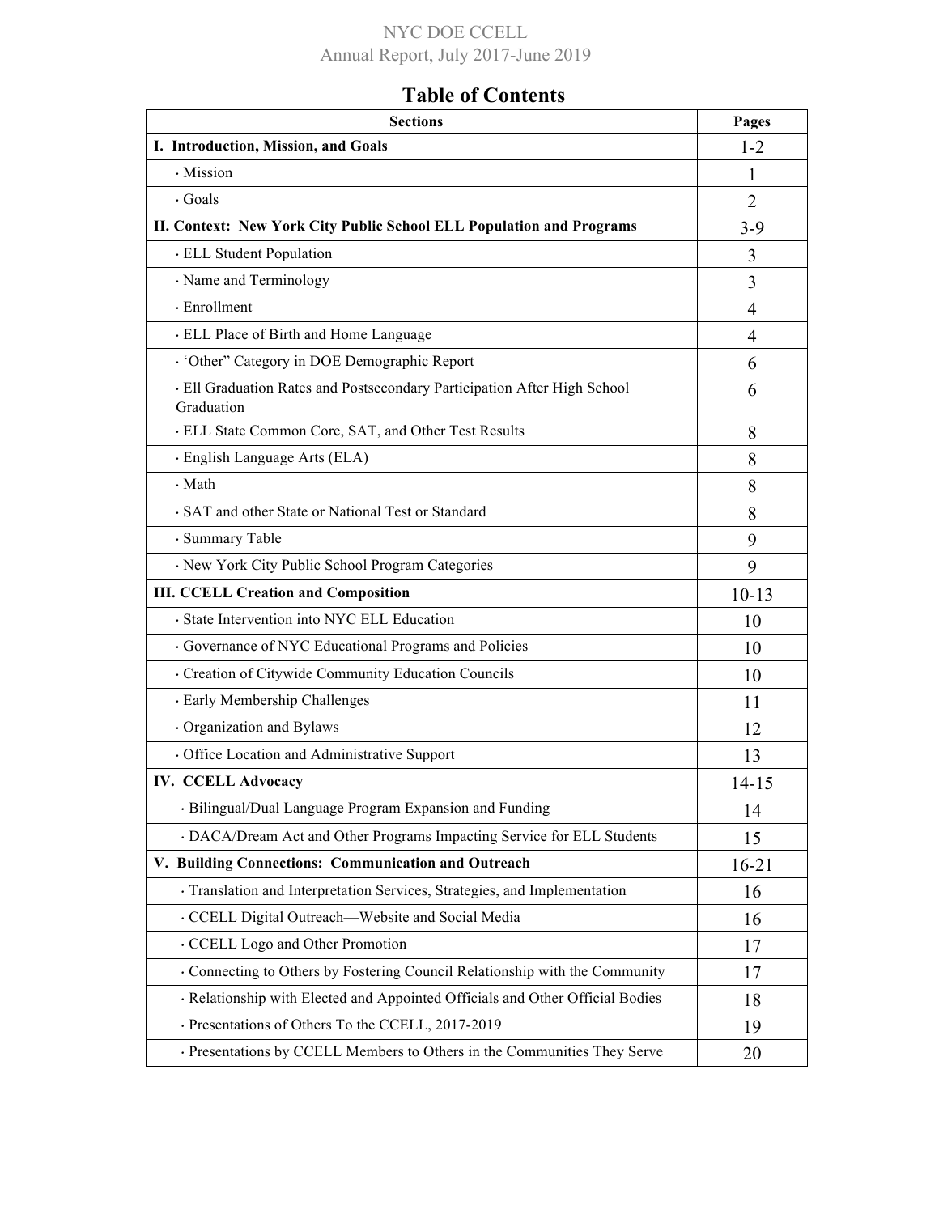## Table of Contents

| Sections | Pages |
|---|---|
| **I. Introduction, Mission, and Goals** | 1-2 |
| · Mission | 1 |
| · Goals | 2 |
| **II. Context: New York City Public School ELL Population and Programs** | 3-9 |
| · ELL Student Population | 3 |
| · Name and Terminology | 3 |
| · Enrollment | 4 |
| · ELL Place of Birth and Home Language | 4 |
| · 'Other" Category in DOE Demographic Report | 6 |
| · Ell Graduation Rates and Postsecondary Participation After High School Graduation | 6 |
| · ELL State Common Core, SAT, and Other Test Results | 8 |
| · English Language Arts (ELA) | 8 |
| · Math | 8 |
| · SAT and other State or National Test or Standard | 8 |
| · Summary Table | 9 |
| · New York City Public School Program Categories | 9 |
| **III. CCELL Creation and Composition** | 10-13 |
| · State Intervention into NYC ELL Education | 10 |
| · Governance of NYC Educational Programs and Policies | 10 |
| · Creation of Citywide Community Education Councils | 10 |
| · Early Membership Challenges | 11 |
| · Organization and Bylaws | 12 |
| · Office Location and Administrative Support | 13 |
| **IV. CCELL Advocacy** | 14-15 |
| · Bilingual/Dual Language Program Expansion and Funding | 14 |
| · DACA/Dream Act and Other Programs Impacting Service for ELL Students | 15 |
| **V. Building Connections: Communication and Outreach** | 16-21 |
| · Translation and Interpretation Services, Strategies, and Implementation | 16 |
| · CCELL Digital Outreach—Website and Social Media | 16 |
| · CCELL Logo and Other Promotion | 17 |
| · Connecting to Others by Fostering Council Relationship with the Community | 17 |
| · Relationship with Elected and Appointed Officials and Other Official Bodies | 18 |
| · Presentations of Others To the CCELL, 2017-2019 | 19 |
| · Presentations by CCELL Members to Others in the Communities They Serve | 20 |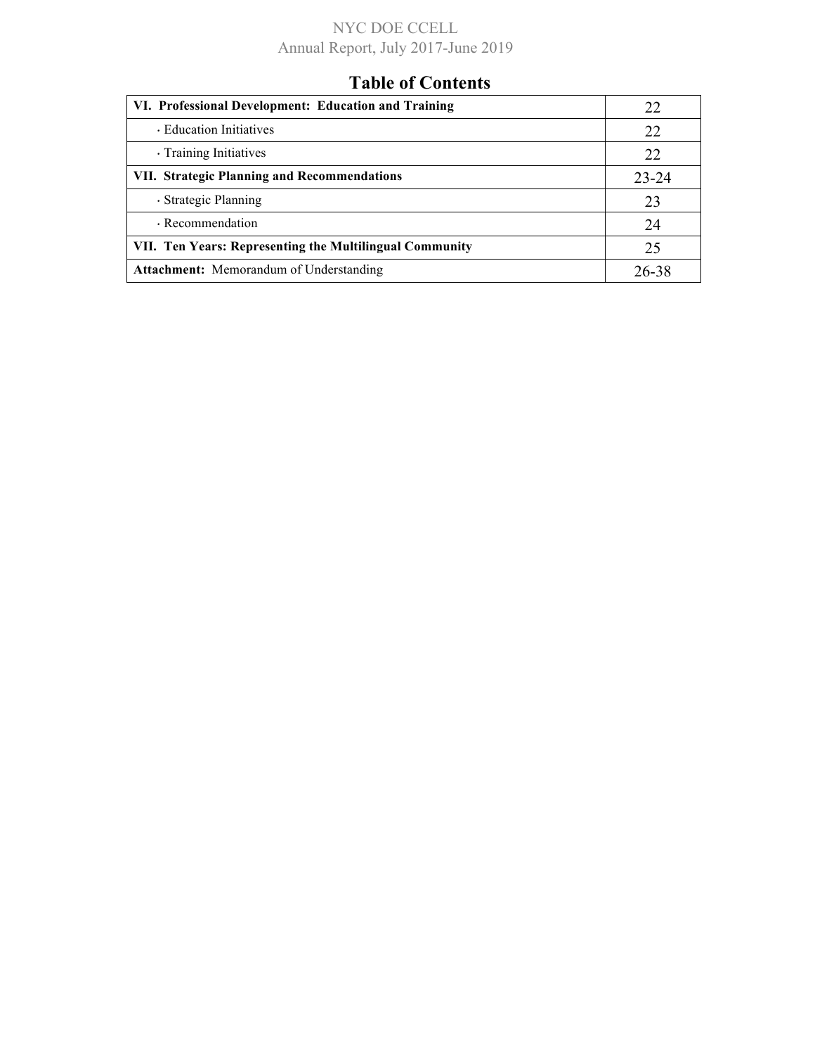## Table of Contents

| | |
|---|---|
| **VI. Professional Development: Education and Training** | 22 |
| · Education Initiatives | 22 |
| · Training Initiatives | 22 |
| **VII. Strategic Planning and Recommendations** | 23-24 |
| · Strategic Planning | 23 |
| · Recommendation | 24 |
| **VII. Ten Years: Representing the Multilingual Community** | 25 |
| **Attachment:** Memorandum of Understanding | 26-38 |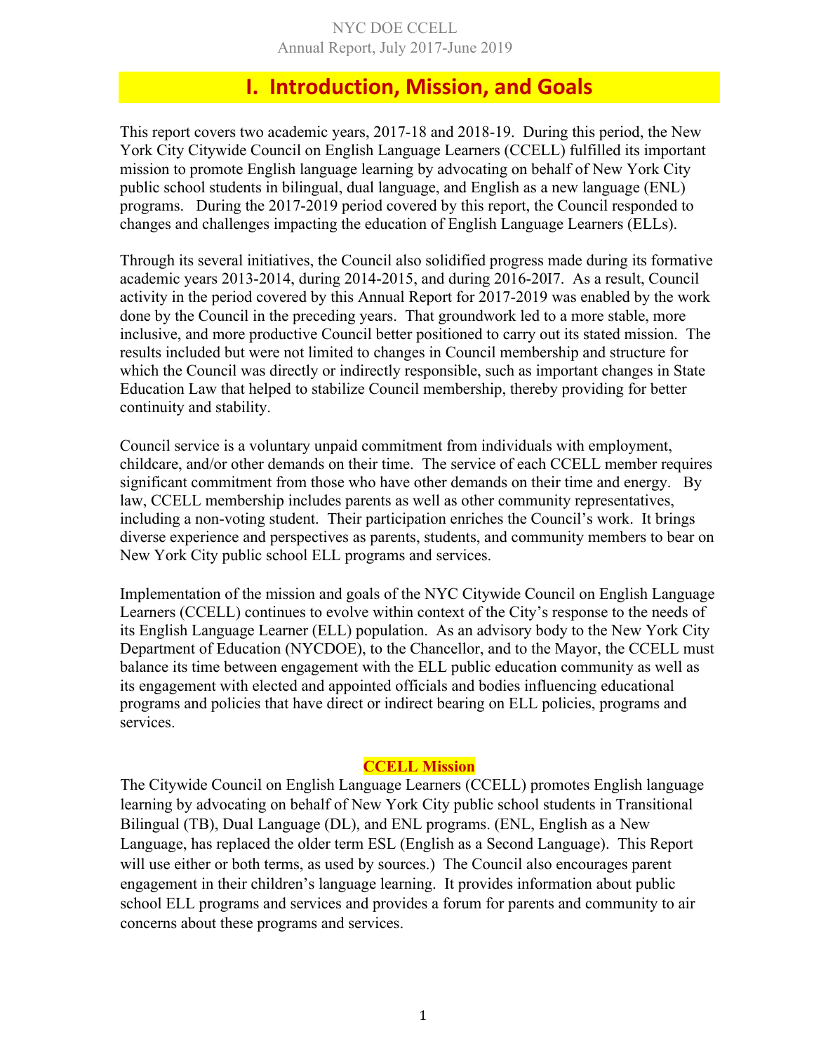# I. Introduction, Mission, and Goals

This report covers two academic years, 2017-18 and 2018-19. During this period, the New York City Citywide Council on English Language Learners (CCELL) fulfilled its important mission to promote English language learning by advocating on behalf of New York City public school students in bilingual, dual language, and English as a new language (ENL) programs. During the 2017-2019 period covered by this report, the Council responded to changes and challenges impacting the education of English Language Learners (ELLs).

Through its several initiatives, the Council also solidified progress made during its formative academic years 2013-2014, during 2014-2015, and during 2016-20I7. As a result, Council activity in the period covered by this Annual Report for 2017-2019 was enabled by the work done by the Council in the preceding years. That groundwork led to a more stable, more inclusive, and more productive Council better positioned to carry out its stated mission. The results included but were not limited to changes in Council membership and structure for which the Council was directly or indirectly responsible, such as important changes in State Education Law that helped to stabilize Council membership, thereby providing for better continuity and stability.

Council service is a voluntary unpaid commitment from individuals with employment, childcare, and/or other demands on their time. The service of each CCELL member requires significant commitment from those who have other demands on their time and energy. By law, CCELL membership includes parents as well as other community representatives, including a non-voting student. Their participation enriches the Council's work. It brings diverse experience and perspectives as parents, students, and community members to bear on New York City public school ELL programs and services.

Implementation of the mission and goals of the NYC Citywide Council on English Language Learners (CCELL) continues to evolve within context of the City's response to the needs of its English Language Learner (ELL) population. As an advisory body to the New York City Department of Education (NYCDOE), to the Chancellor, and to the Mayor, the CCELL must balance its time between engagement with the ELL public education community as well as its engagement with elected and appointed officials and bodies influencing educational programs and policies that have direct or indirect bearing on ELL policies, programs and services.

### CCELL Mission

The Citywide Council on English Language Learners (CCELL) promotes English language learning by advocating on behalf of New York City public school students in Transitional Bilingual (TB), Dual Language (DL), and ENL programs. (ENL, English as a New Language, has replaced the older term ESL (English as a Second Language). This Report will use either or both terms, as used by sources.) The Council also encourages parent engagement in their children's language learning. It provides information about public school ELL programs and services and provides a forum for parents and community to air concerns about these programs and services.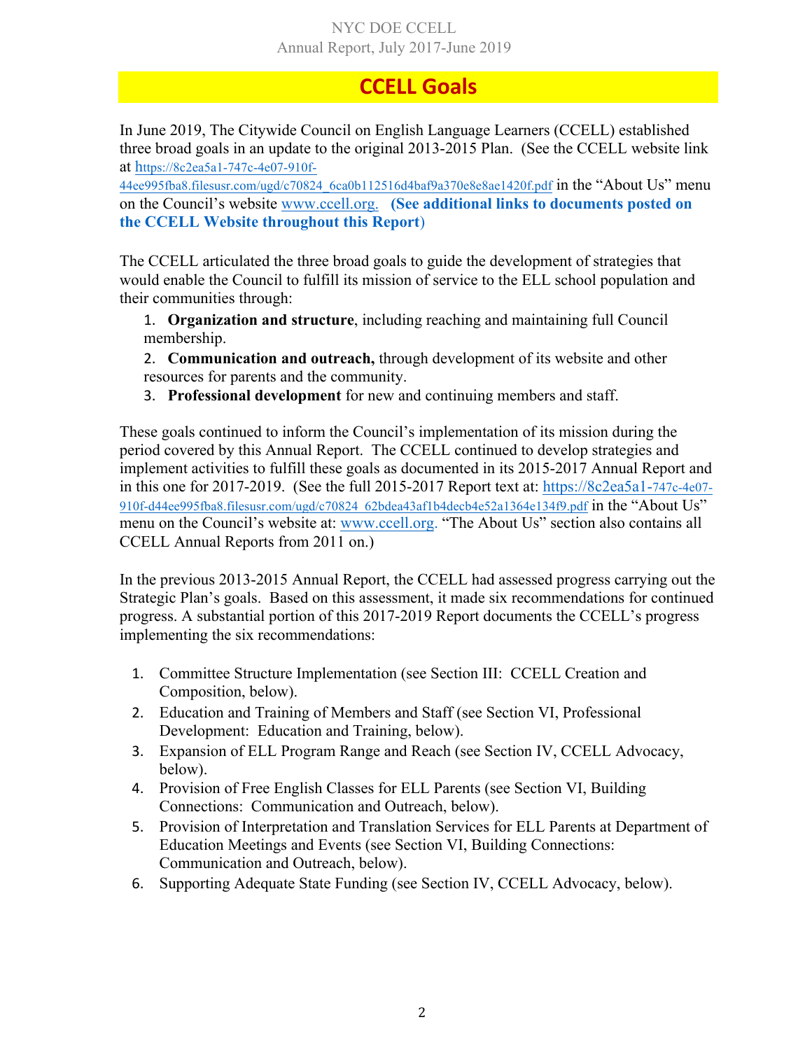# CCELL Goals

In June 2019, The Citywide Council on English Language Learners (CCELL) established three broad goals in an update to the original 2013-2015 Plan. (See the CCELL website link at https://8c2ea5a1-747c-4e07-910f-44ee995fba8.filesusr.com/ugd/c70824_6ca0b112516d4baf9a370e8e8ae1420f.pdf in the "About Us" menu on the Council's website www.ccell.org. **(See additional links to documents posted on the CCELL Website throughout this Report)**

The CCELL articulated the three broad goals to guide the development of strategies that would enable the Council to fulfill its mission of service to the ELL school population and their communities through:

1. **Organization and structure**, including reaching and maintaining full Council membership.
2. **Communication and outreach,** through development of its website and other resources for parents and the community.
3. **Professional development** for new and continuing members and staff.

These goals continued to inform the Council's implementation of its mission during the period covered by this Annual Report. The CCELL continued to develop strategies and implement activities to fulfill these goals as documented in its 2015-2017 Annual Report and in this one for 2017-2019. (See the full 2015-2017 Report text at: https://8c2ea5a1-747c-4e07-910f-d44ee995fba8.filesusr.com/ugd/c70824_62bdea43af1b4decb4e52a1364e134f9.pdf in the "About Us" menu on the Council's website at: www.ccell.org. "The About Us" section also contains all CCELL Annual Reports from 2011 on.)

In the previous 2013-2015 Annual Report, the CCELL had assessed progress carrying out the Strategic Plan's goals. Based on this assessment, it made six recommendations for continued progress. A substantial portion of this 2017-2019 Report documents the CCELL's progress implementing the six recommendations:

1. Committee Structure Implementation (see Section III: CCELL Creation and Composition, below).
2. Education and Training of Members and Staff (see Section VI, Professional Development: Education and Training, below).
3. Expansion of ELL Program Range and Reach (see Section IV, CCELL Advocacy, below).
4. Provision of Free English Classes for ELL Parents (see Section VI, Building Connections: Communication and Outreach, below).
5. Provision of Interpretation and Translation Services for ELL Parents at Department of Education Meetings and Events (see Section VI, Building Connections: Communication and Outreach, below).
6. Supporting Adequate State Funding (see Section IV, CCELL Advocacy, below).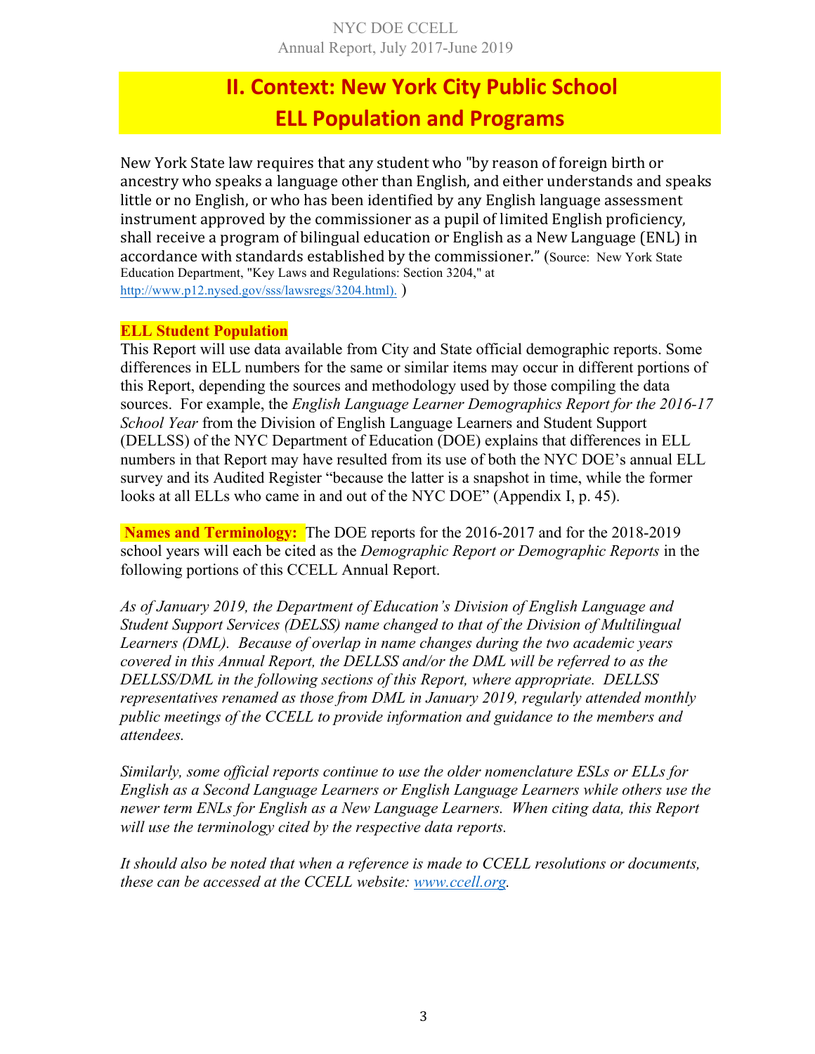# II. Context: New York City Public School ELL Population and Programs

New York State law requires that any student who "by reason of foreign birth or ancestry who speaks a language other than English, and either understands and speaks little or no English, or who has been identified by any English language assessment instrument approved by the commissioner as a pupil of limited English proficiency, shall receive a program of bilingual education or English as a New Language (ENL) in accordance with standards established by the commissioner." (Source: New York State Education Department, "Key Laws and Regulations: Section 3204," at http://www.p12.nysed.gov/sss/lawsregs/3204.html). )

**ELL Student Population**

This Report will use data available from City and State official demographic reports. Some differences in ELL numbers for the same or similar items may occur in different portions of this Report, depending the sources and methodology used by those compiling the data sources. For example, the *English Language Learner Demographics Report for the 2016-17 School Year* from the Division of English Language Learners and Student Support (DELLSS) of the NYC Department of Education (DOE) explains that differences in ELL numbers in that Report may have resulted from its use of both the NYC DOE's annual ELL survey and its Audited Register "because the latter is a snapshot in time, while the former looks at all ELLs who came in and out of the NYC DOE" (Appendix I, p. 45).

**Names and Terminology:** The DOE reports for the 2016-2017 and for the 2018-2019 school years will each be cited as the *Demographic Report or Demographic Reports* in the following portions of this CCELL Annual Report.

*As of January 2019, the Department of Education's Division of English Language and Student Support Services (DELSS) name changed to that of the Division of Multilingual Learners (DML). Because of overlap in name changes during the two academic years covered in this Annual Report, the DELLSS and/or the DML will be referred to as the DELLSS/DML in the following sections of this Report, where appropriate. DELLSS representatives renamed as those from DML in January 2019, regularly attended monthly public meetings of the CCELL to provide information and guidance to the members and attendees.*

*Similarly, some official reports continue to use the older nomenclature ESLs or ELLs for English as a Second Language Learners or English Language Learners while others use the newer term ENLs for English as a New Language Learners. When citing data, this Report will use the terminology cited by the respective data reports.*

*It should also be noted that when a reference is made to CCELL resolutions or documents, these can be accessed at the CCELL website: www.ccell.org.*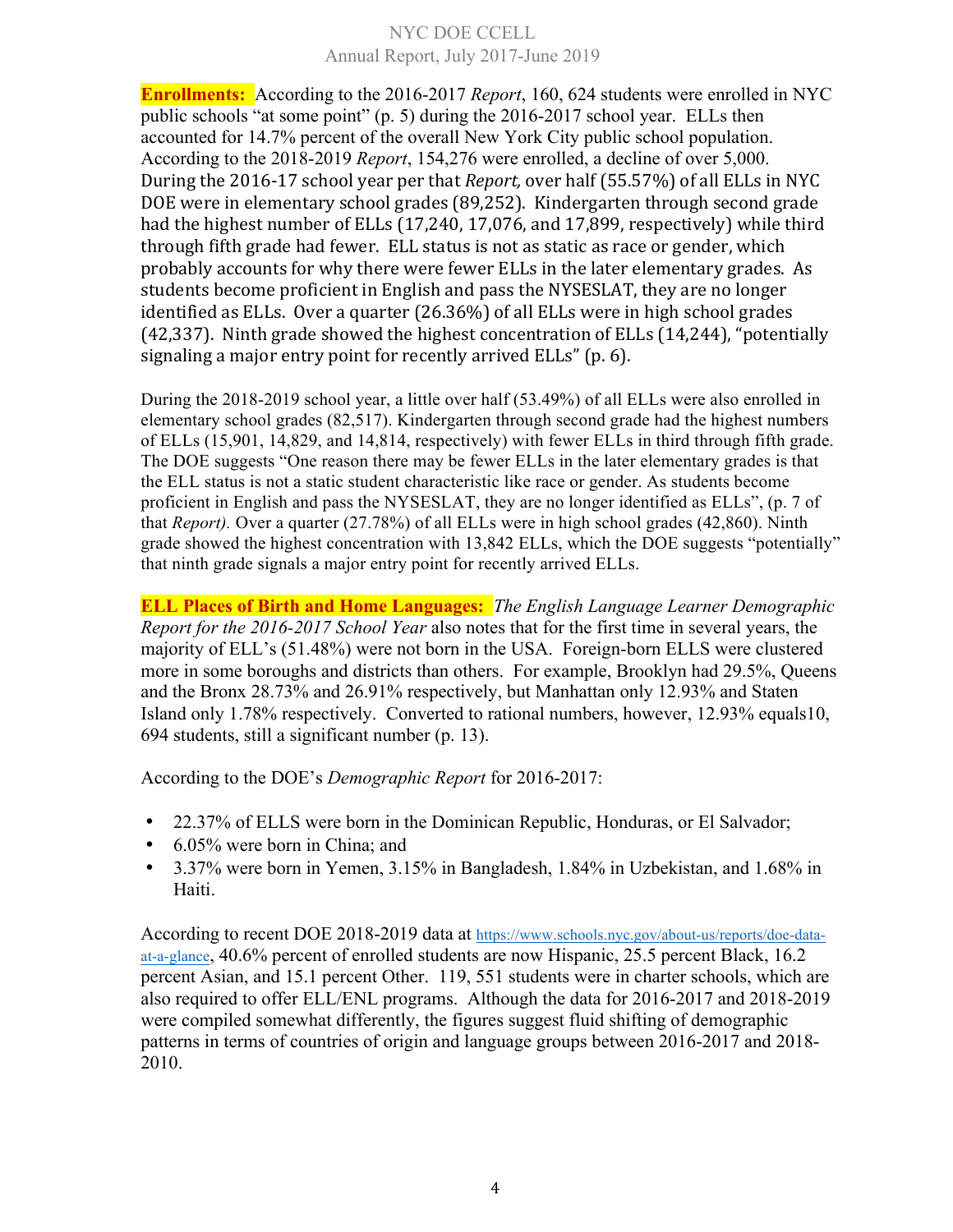**Enrollments:** According to the 2016-2017 *Report*, 160, 624 students were enrolled in NYC public schools "at some point" (p. 5) during the 2016-2017 school year. ELLs then accounted for 14.7% percent of the overall New York City public school population. According to the 2018-2019 *Report*, 154,276 were enrolled, a decline of over 5,000. During the 2016-17 school year per that *Report,* over half (55.57%) of all ELLs in NYC DOE were in elementary school grades (89,252). Kindergarten through second grade had the highest number of ELLs (17,240, 17,076, and 17,899, respectively) while third through fifth grade had fewer. ELL status is not as static as race or gender, which probably accounts for why there were fewer ELLs in the later elementary grades. As students become proficient in English and pass the NYSESLAT, they are no longer identified as ELLs. Over a quarter (26.36%) of all ELLs were in high school grades (42,337). Ninth grade showed the highest concentration of ELLs (14,244), "potentially signaling a major entry point for recently arrived ELLs" (p. 6).

During the 2018-2019 school year, a little over half (53.49%) of all ELLs were also enrolled in elementary school grades (82,517). Kindergarten through second grade had the highest numbers of ELLs (15,901, 14,829, and 14,814, respectively) with fewer ELLs in third through fifth grade. The DOE suggests "One reason there may be fewer ELLs in the later elementary grades is that the ELL status is not a static student characteristic like race or gender. As students become proficient in English and pass the NYSESLAT, they are no longer identified as ELLs", (p. 7 of that *Report).* Over a quarter (27.78%) of all ELLs were in high school grades (42,860). Ninth grade showed the highest concentration with 13,842 ELLs, which the DOE suggests "potentially" that ninth grade signals a major entry point for recently arrived ELLs.

**ELL Places of Birth and Home Languages:** *The English Language Learner Demographic Report for the 2016-2017 School Year* also notes that for the first time in several years, the majority of ELL's (51.48%) were not born in the USA. Foreign-born ELLS were clustered more in some boroughs and districts than others. For example, Brooklyn had 29.5%, Queens and the Bronx 28.73% and 26.91% respectively, but Manhattan only 12.93% and Staten Island only 1.78% respectively. Converted to rational numbers, however, 12.93% equals10, 694 students, still a significant number (p. 13).

According to the DOE's *Demographic Report* for 2016-2017:

- 22.37% of ELLS were born in the Dominican Republic, Honduras, or El Salvador;
- 6.05% were born in China; and
- 3.37% were born in Yemen, 3.15% in Bangladesh, 1.84% in Uzbekistan, and 1.68% in Haiti.

According to recent DOE 2018-2019 data at https://www.schools.nyc.gov/about-us/reports/doe-data-at-a-glance, 40.6% percent of enrolled students are now Hispanic, 25.5 percent Black, 16.2 percent Asian, and 15.1 percent Other. 119, 551 students were in charter schools, which are also required to offer ELL/ENL programs. Although the data for 2016-2017 and 2018-2019 were compiled somewhat differently, the figures suggest fluid shifting of demographic patterns in terms of countries of origin and language groups between 2016-2017 and 2018-2010.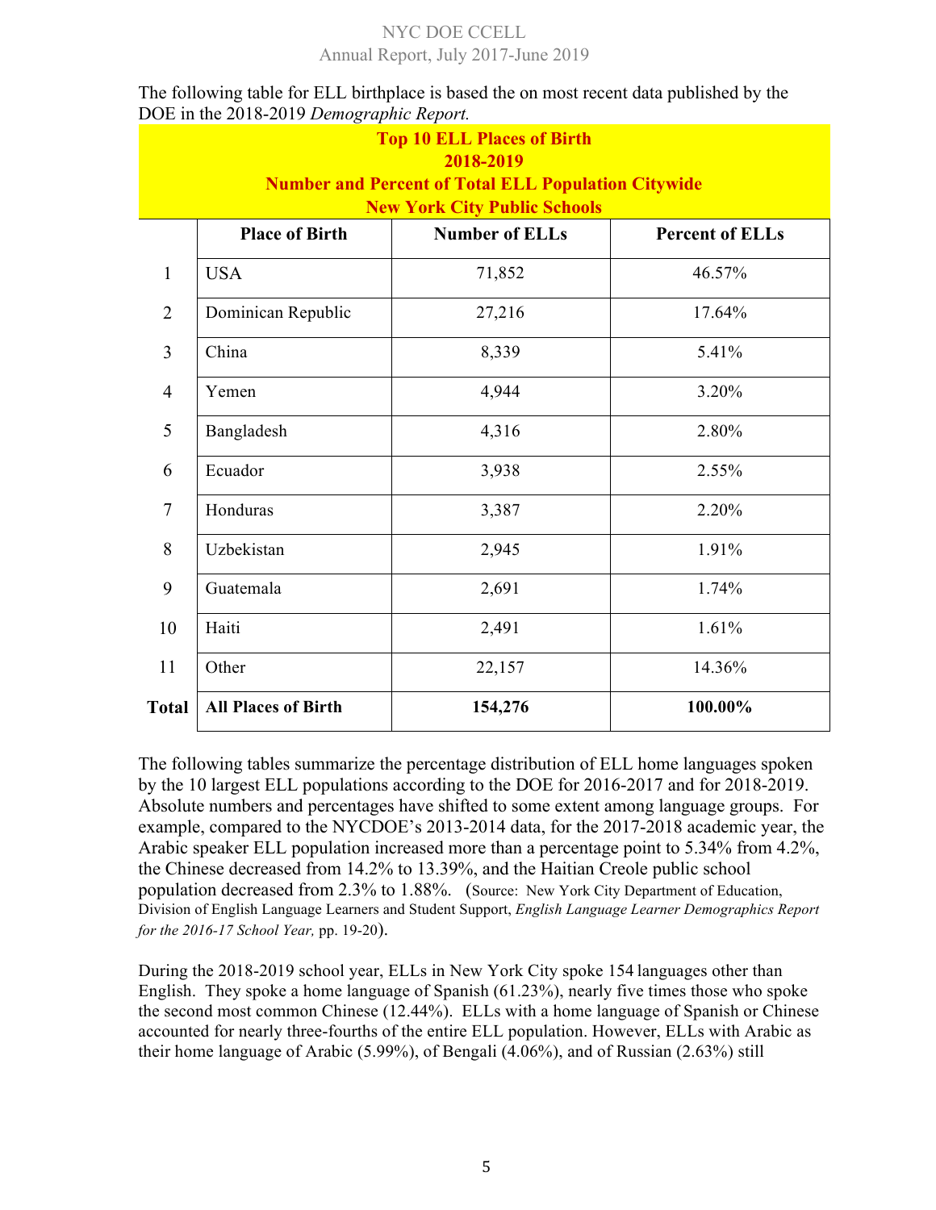The following table for ELL birthplace is based the on most recent data published by the DOE in the 2018-2019 *Demographic Report.*

**Top 10 ELL Places of Birth**
**2018-2019**
**Number and Percent of Total ELL Population Citywide**
**New York City Public Schools**

| | Place of Birth | Number of ELLs | Percent of ELLs |
|---|---|---|---|
| 1 | USA | 71,852 | 46.57% |
| 2 | Dominican Republic | 27,216 | 17.64% |
| 3 | China | 8,339 | 5.41% |
| 4 | Yemen | 4,944 | 3.20% |
| 5 | Bangladesh | 4,316 | 2.80% |
| 6 | Ecuador | 3,938 | 2.55% |
| 7 | Honduras | 3,387 | 2.20% |
| 8 | Uzbekistan | 2,945 | 1.91% |
| 9 | Guatemala | 2,691 | 1.74% |
| 10 | Haiti | 2,491 | 1.61% |
| 11 | Other | 22,157 | 14.36% |
| **Total** | **All Places of Birth** | **154,276** | **100.00%** |

The following tables summarize the percentage distribution of ELL home languages spoken by the 10 largest ELL populations according to the DOE for 2016-2017 and for 2018-2019. Absolute numbers and percentages have shifted to some extent among language groups. For example, compared to the NYCDOE's 2013-2014 data, for the 2017-2018 academic year, the Arabic speaker ELL population increased more than a percentage point to 5.34% from 4.2%, the Chinese decreased from 14.2% to 13.39%, and the Haitian Creole public school population decreased from 2.3% to 1.88%. (Source: New York City Department of Education, Division of English Language Learners and Student Support, *English Language Learner Demographics Report for the 2016-17 School Year,* pp. 19-20).

During the 2018-2019 school year, ELLs in New York City spoke 154 languages other than English. They spoke a home language of Spanish (61.23%), nearly five times those who spoke the second most common Chinese (12.44%). ELLs with a home language of Spanish or Chinese accounted for nearly three-fourths of the entire ELL population. However, ELLs with Arabic as their home language of Arabic (5.99%), of Bengali (4.06%), and of Russian (2.63%) still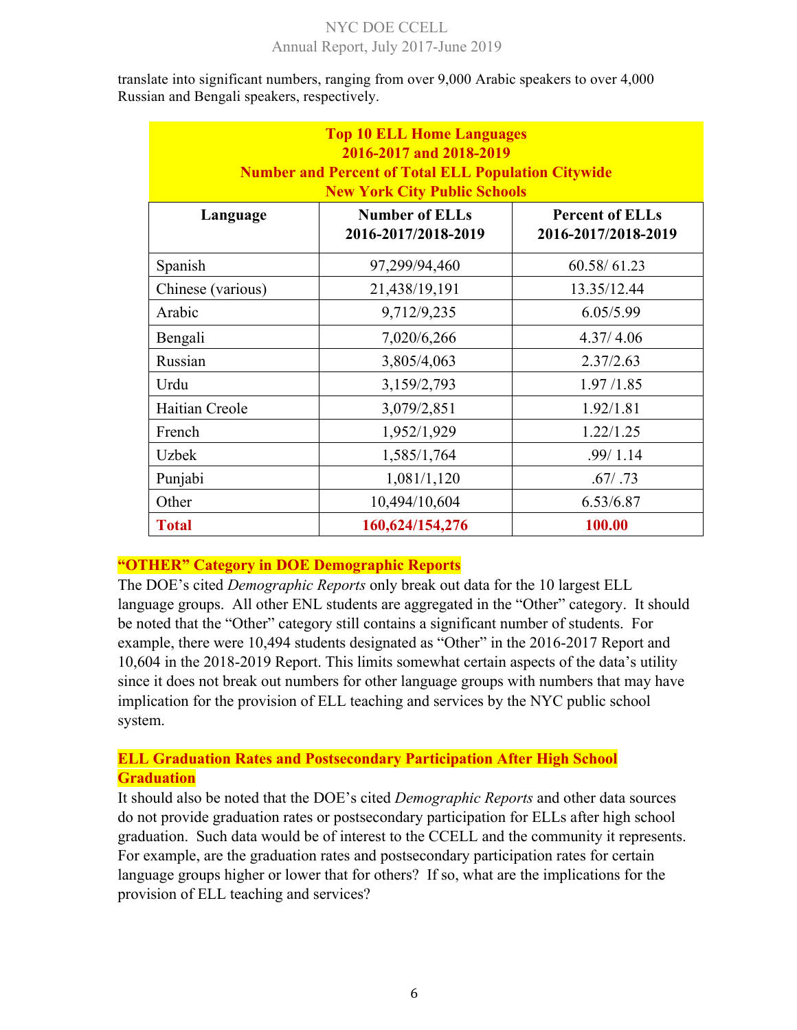translate into significant numbers, ranging from over 9,000 Arabic speakers to over 4,000 Russian and Bengali speakers, respectively.

| Top 10 ELL Home Languages 2016-2017 and 2018-2019 Number and Percent of Total ELL Population Citywide New York City Public Schools | | |
|---|---|---|
| **Language** | **Number of ELLs 2016-2017/2018-2019** | **Percent of ELLs 2016-2017/2018-2019** |
| Spanish | 97,299/94,460 | 60.58/ 61.23 |
| Chinese (various) | 21,438/19,191 | 13.35/12.44 |
| Arabic | 9,712/9,235 | 6.05/5.99 |
| Bengali | 7,020/6,266 | 4.37/ 4.06 |
| Russian | 3,805/4,063 | 2.37/2.63 |
| Urdu | 3,159/2,793 | 1.97 /1.85 |
| Haitian Creole | 3,079/2,851 | 1.92/1.81 |
| French | 1,952/1,929 | 1.22/1.25 |
| Uzbek | 1,585/1,764 | .99/ 1.14 |
| Punjabi | 1,081/1,120 | .67/ .73 |
| Other | 10,494/10,604 | 6.53/6.87 |
| **Total** | **160,624/154,276** | **100.00** |

## "OTHER" Category in DOE Demographic Reports

The DOE's cited *Demographic Reports* only break out data for the 10 largest ELL language groups. All other ENL students are aggregated in the "Other" category. It should be noted that the "Other" category still contains a significant number of students. For example, there were 10,494 students designated as "Other" in the 2016-2017 Report and 10,604 in the 2018-2019 Report. This limits somewhat certain aspects of the data's utility since it does not break out numbers for other language groups with numbers that may have implication for the provision of ELL teaching and services by the NYC public school system.

## ELL Graduation Rates and Postsecondary Participation After High School Graduation

It should also be noted that the DOE's cited *Demographic Reports* and other data sources do not provide graduation rates or postsecondary participation for ELLs after high school graduation. Such data would be of interest to the CCELL and the community it represents. For example, are the graduation rates and postsecondary participation rates for certain language groups higher or lower that for others? If so, what are the implications for the provision of ELL teaching and services?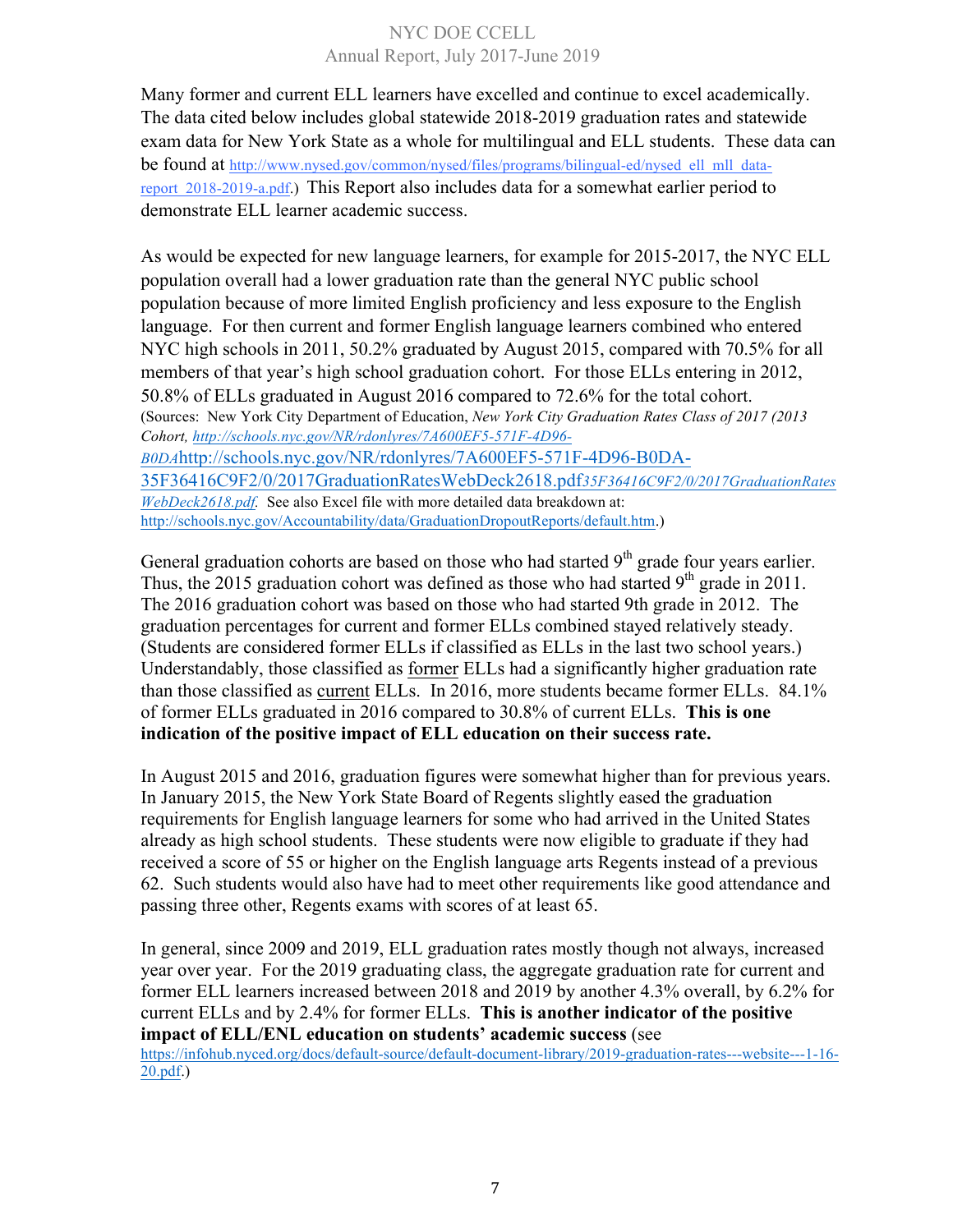Many former and current ELL learners have excelled and continue to excel academically. The data cited below includes global statewide 2018-2019 graduation rates and statewide exam data for New York State as a whole for multilingual and ELL students. These data can be found at http://www.nysed.gov/common/nysed/files/programs/bilingual-ed/nysed_ell_mll_data-report_2018-2019-a.pdf.) This Report also includes data for a somewhat earlier period to demonstrate ELL learner academic success.

As would be expected for new language learners, for example for 2015-2017, the NYC ELL population overall had a lower graduation rate than the general NYC public school population because of more limited English proficiency and less exposure to the English language. For then current and former English language learners combined who entered NYC high schools in 2011, 50.2% graduated by August 2015, compared with 70.5% for all members of that year's high school graduation cohort. For those ELLs entering in 2012, 50.8% of ELLs graduated in August 2016 compared to 72.6% for the total cohort. (Sources: New York City Department of Education, *New York City Graduation Rates Class of 2017 (2013 Cohort, http://schools.nyc.gov/NR/rdonlyres/7A600EF5-571F-4D96-B0DA*http://schools.nyc.gov/NR/rdonlyres/7A600EF5-571F-4D96-B0DA-35F36416C9F2/0/2017GraduationRatesWebDeck2618.pdf*35F36416C9F2/0/2017GraduationRatesWebDeck2618.pdf*. See also Excel file with more detailed data breakdown at: http://schools.nyc.gov/Accountability/data/GraduationDropoutReports/default.htm.)

General graduation cohorts are based on those who had started 9th grade four years earlier. Thus, the 2015 graduation cohort was defined as those who had started 9th grade in 2011. The 2016 graduation cohort was based on those who had started 9th grade in 2012. The graduation percentages for current and former ELLs combined stayed relatively steady. (Students are considered former ELLs if classified as ELLs in the last two school years.) Understandably, those classified as former ELLs had a significantly higher graduation rate than those classified as current ELLs. In 2016, more students became former ELLs. 84.1% of former ELLs graduated in 2016 compared to 30.8% of current ELLs. **This is one indication of the positive impact of ELL education on their success rate.**

In August 2015 and 2016, graduation figures were somewhat higher than for previous years. In January 2015, the New York State Board of Regents slightly eased the graduation requirements for English language learners for some who had arrived in the United States already as high school students. These students were now eligible to graduate if they had received a score of 55 or higher on the English language arts Regents instead of a previous 62. Such students would also have had to meet other requirements like good attendance and passing three other, Regents exams with scores of at least 65.

In general, since 2009 and 2019, ELL graduation rates mostly though not always, increased year over year. For the 2019 graduating class, the aggregate graduation rate for current and former ELL learners increased between 2018 and 2019 by another 4.3% overall, by 6.2% for current ELLs and by 2.4% for former ELLs. **This is another indicator of the positive impact of ELL/ENL education on students' academic success** (see https://infohub.nyced.org/docs/default-source/default-document-library/2019-graduation-rates---website---1-16-20.pdf.)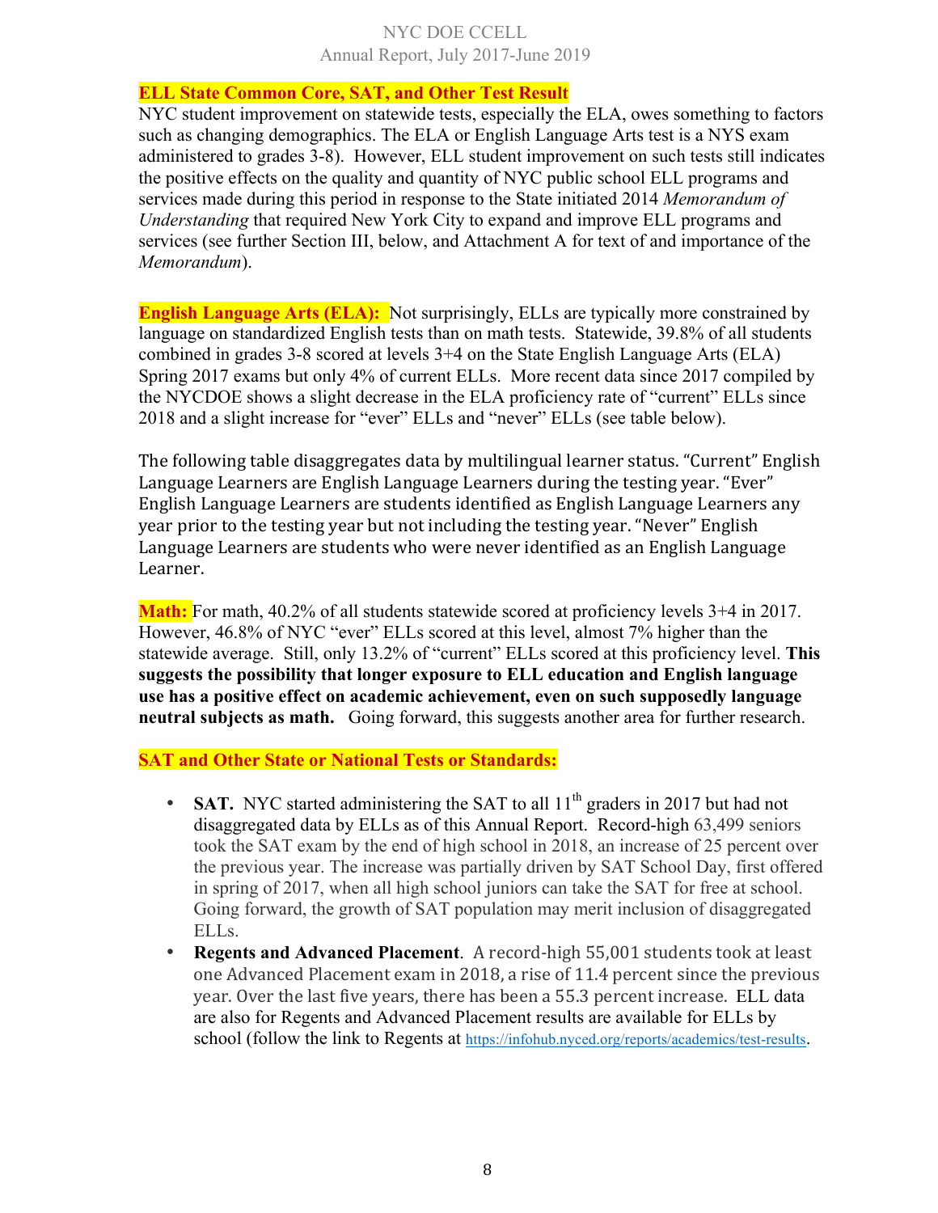**ELL State Common Core, SAT, and Other Test Result**

NYC student improvement on statewide tests, especially the ELA, owes something to factors such as changing demographics. The ELA or English Language Arts test is a NYS exam administered to grades 3-8). However, ELL student improvement on such tests still indicates the positive effects on the quality and quantity of NYC public school ELL programs and services made during this period in response to the State initiated 2014 *Memorandum of Understanding* that required New York City to expand and improve ELL programs and services (see further Section III, below, and Attachment A for text of and importance of the *Memorandum*).

**English Language Arts (ELA):** Not surprisingly, ELLs are typically more constrained by language on standardized English tests than on math tests. Statewide, 39.8% of all students combined in grades 3-8 scored at levels 3+4 on the State English Language Arts (ELA) Spring 2017 exams but only 4% of current ELLs. More recent data since 2017 compiled by the NYCDOE shows a slight decrease in the ELA proficiency rate of "current" ELLs since 2018 and a slight increase for "ever" ELLs and "never" ELLs (see table below).

The following table disaggregates data by multilingual learner status. "Current" English Language Learners are English Language Learners during the testing year. "Ever" English Language Learners are students identified as English Language Learners any year prior to the testing year but not including the testing year. "Never" English Language Learners are students who were never identified as an English Language Learner.

**Math:** For math, 40.2% of all students statewide scored at proficiency levels 3+4 in 2017. However, 46.8% of NYC "ever" ELLs scored at this level, almost 7% higher than the statewide average. Still, only 13.2% of "current" ELLs scored at this proficiency level. **This suggests the possibility that longer exposure to ELL education and English language use has a positive effect on academic achievement, even on such supposedly language neutral subjects as math.** Going forward, this suggests another area for further research.

**SAT and Other State or National Tests or Standards:**

- **SAT.** NYC started administering the SAT to all 11th graders in 2017 but had not disaggregated data by ELLs as of this Annual Report. Record-high 63,499 seniors took the SAT exam by the end of high school in 2018, an increase of 25 percent over the previous year. The increase was partially driven by SAT School Day, first offered in spring of 2017, when all high school juniors can take the SAT for free at school. Going forward, the growth of SAT population may merit inclusion of disaggregated ELLs.
- **Regents and Advanced Placement**. A record-high 55,001 students took at least one Advanced Placement exam in 2018, a rise of 11.4 percent since the previous year. Over the last five years, there has been a 55.3 percent increase. ELL data are also for Regents and Advanced Placement results are available for ELLs by school (follow the link to Regents at https://infohub.nyced.org/reports/academics/test-results.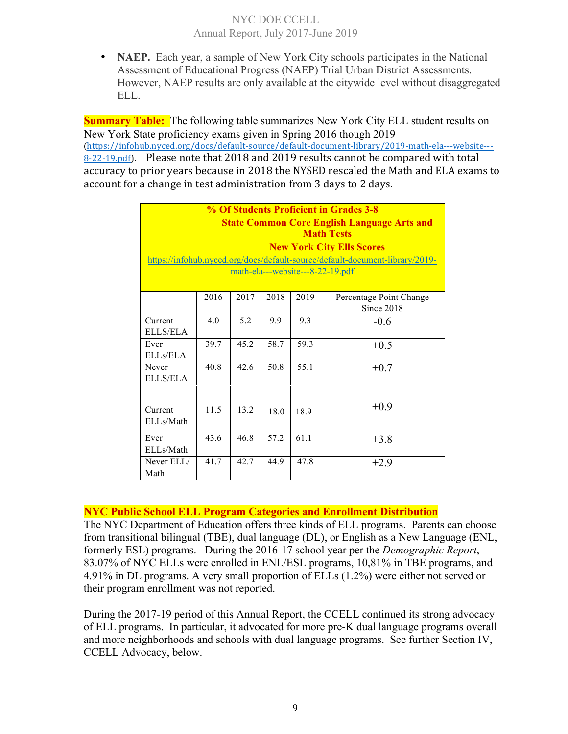- **NAEP.** Each year, a sample of New York City schools participates in the National Assessment of Educational Progress (NAEP) Trial Urban District Assessments. However, NAEP results are only available at the citywide level without disaggregated ELL.

**Summary Table:** The following table summarizes New York City ELL student results on New York State proficiency exams given in Spring 2016 though 2019 (https://infohub.nyced.org/docs/default-source/default-document-library/2019-math-ela---website---8-22-19.pdf). Please note that 2018 and 2019 results cannot be compared with total accuracy to prior years because in 2018 the NYSED rescaled the Math and ELA exams to account for a change in test administration from 3 days to 2 days.

**% Of Students Proficient in Grades 3-8**
**State Common Core English Language Arts and Math Tests**
**New York City Ells Scores**
https://infohub.nyced.org/docs/default-source/default-document-library/2019-math-ela---website---8-22-19.pdf

| | 2016 | 2017 | 2018 | 2019 | Percentage Point Change Since 2018 |
|---|---|---|---|---|---|
| Current ELLS/ELA | 4.0 | 5.2 | 9.9 | 9.3 | -0.6 |
| Ever ELLs/ELA | 39.7 | 45.2 | 58.7 | 59.3 | +0.5 |
| Never ELLS/ELA | 40.8 | 42.6 | 50.8 | 55.1 | +0.7 |
| Current ELLs/Math | 11.5 | 13.2 | 18.0 | 18.9 | +0.9 |
| Ever ELLs/Math | 43.6 | 46.8 | 57.2 | 61.1 | +3.8 |
| Never ELL/ Math | 41.7 | 42.7 | 44.9 | 47.8 | +2.9 |

## NYC Public School ELL Program Categories and Enrollment Distribution

The NYC Department of Education offers three kinds of ELL programs. Parents can choose from transitional bilingual (TBE), dual language (DL), or English as a New Language (ENL, formerly ESL) programs. During the 2016-17 school year per the *Demographic Report*, 83.07% of NYC ELLs were enrolled in ENL/ESL programs, 10,81% in TBE programs, and 4.91% in DL programs. A very small proportion of ELLs (1.2%) were either not served or their program enrollment was not reported.

During the 2017-19 period of this Annual Report, the CCELL continued its strong advocacy of ELL programs. In particular, it advocated for more pre-K dual language programs overall and more neighborhoods and schools with dual language programs. See further Section IV, CCELL Advocacy, below.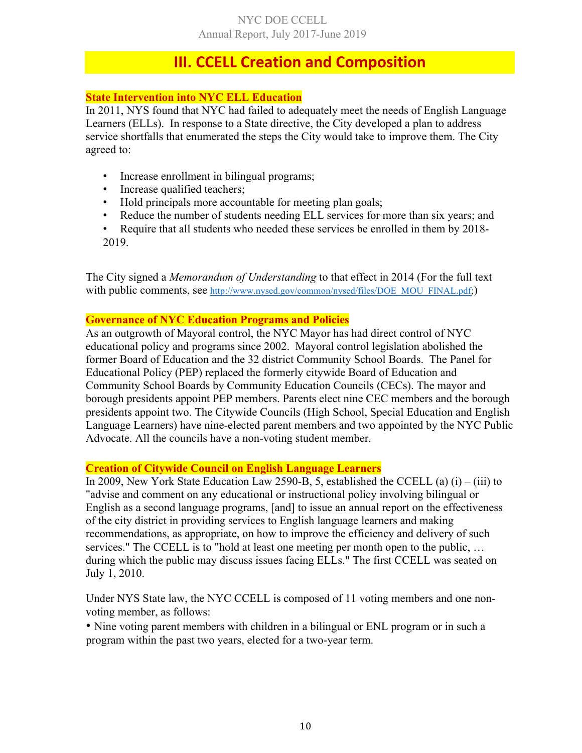## III. CCELL Creation and Composition

**State Intervention into NYC ELL Education**

In 2011, NYS found that NYC had failed to adequately meet the needs of English Language Learners (ELLs). In response to a State directive, the City developed a plan to address service shortfalls that enumerated the steps the City would take to improve them. The City agreed to:

- Increase enrollment in bilingual programs;
- Increase qualified teachers;
- Hold principals more accountable for meeting plan goals;
- Reduce the number of students needing ELL services for more than six years; and
- Require that all students who needed these services be enrolled in them by 2018-2019.

The City signed a *Memorandum of Understanding* to that effect in 2014 (For the full text with public comments, see http://www.nysed.gov/common/nysed/files/DOE_MOU_FINAL.pdf;)

**Governance of NYC Education Programs and Policies**

As an outgrowth of Mayoral control, the NYC Mayor has had direct control of NYC educational policy and programs since 2002. Mayoral control legislation abolished the former Board of Education and the 32 district Community School Boards. The Panel for Educational Policy (PEP) replaced the formerly citywide Board of Education and Community School Boards by Community Education Councils (CECs). The mayor and borough presidents appoint PEP members. Parents elect nine CEC members and the borough presidents appoint two. The Citywide Councils (High School, Special Education and English Language Learners) have nine-elected parent members and two appointed by the NYC Public Advocate. All the councils have a non-voting student member.

**Creation of Citywide Council on English Language Learners**

In 2009, New York State Education Law 2590-B, 5, established the CCELL (a) (i) – (iii) to "advise and comment on any educational or instructional policy involving bilingual or English as a second language programs, [and] to issue an annual report on the effectiveness of the city district in providing services to English language learners and making recommendations, as appropriate, on how to improve the efficiency and delivery of such services." The CCELL is to "hold at least one meeting per month open to the public, … during which the public may discuss issues facing ELLs." The first CCELL was seated on July 1, 2010.

Under NYS State law, the NYC CCELL is composed of 11 voting members and one non-voting member, as follows:

- Nine voting parent members with children in a bilingual or ENL program or in such a program within the past two years, elected for a two-year term.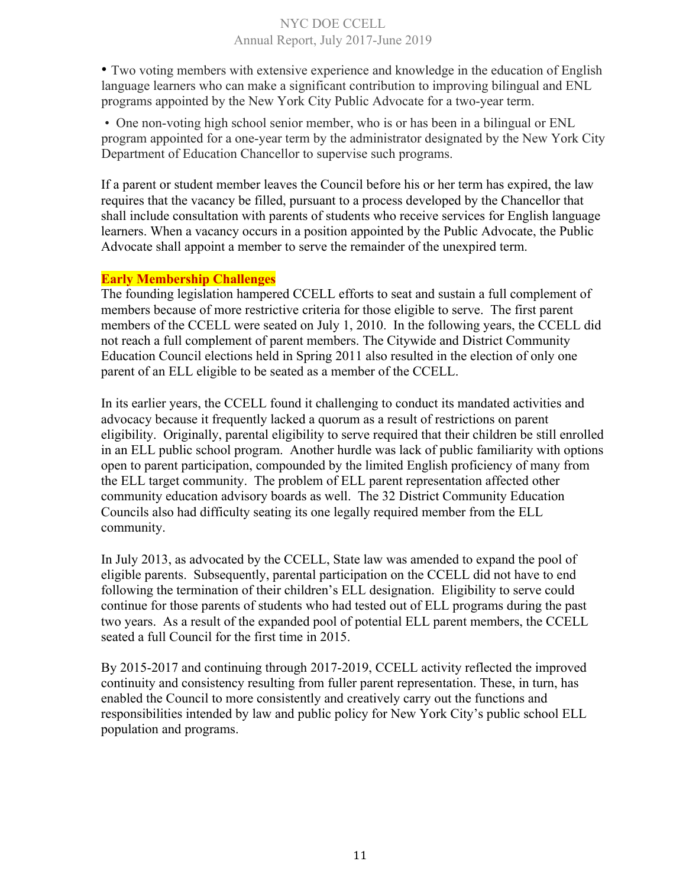- Two voting members with extensive experience and knowledge in the education of English language learners who can make a significant contribution to improving bilingual and ENL programs appointed by the New York City Public Advocate for a two-year term.
- One non-voting high school senior member, who is or has been in a bilingual or ENL program appointed for a one-year term by the administrator designated by the New York City Department of Education Chancellor to supervise such programs.

If a parent or student member leaves the Council before his or her term has expired, the law requires that the vacancy be filled, pursuant to a process developed by the Chancellor that shall include consultation with parents of students who receive services for English language learners. When a vacancy occurs in a position appointed by the Public Advocate, the Public Advocate shall appoint a member to serve the remainder of the unexpired term.

### Early Membership Challenges

The founding legislation hampered CCELL efforts to seat and sustain a full complement of members because of more restrictive criteria for those eligible to serve. The first parent members of the CCELL were seated on July 1, 2010. In the following years, the CCELL did not reach a full complement of parent members. The Citywide and District Community Education Council elections held in Spring 2011 also resulted in the election of only one parent of an ELL eligible to be seated as a member of the CCELL.

In its earlier years, the CCELL found it challenging to conduct its mandated activities and advocacy because it frequently lacked a quorum as a result of restrictions on parent eligibility. Originally, parental eligibility to serve required that their children be still enrolled in an ELL public school program. Another hurdle was lack of public familiarity with options open to parent participation, compounded by the limited English proficiency of many from the ELL target community. The problem of ELL parent representation affected other community education advisory boards as well. The 32 District Community Education Councils also had difficulty seating its one legally required member from the ELL community.

In July 2013, as advocated by the CCELL, State law was amended to expand the pool of eligible parents. Subsequently, parental participation on the CCELL did not have to end following the termination of their children's ELL designation. Eligibility to serve could continue for those parents of students who had tested out of ELL programs during the past two years. As a result of the expanded pool of potential ELL parent members, the CCELL seated a full Council for the first time in 2015.

By 2015-2017 and continuing through 2017-2019, CCELL activity reflected the improved continuity and consistency resulting from fuller parent representation. These, in turn, has enabled the Council to more consistently and creatively carry out the functions and responsibilities intended by law and public policy for New York City's public school ELL population and programs.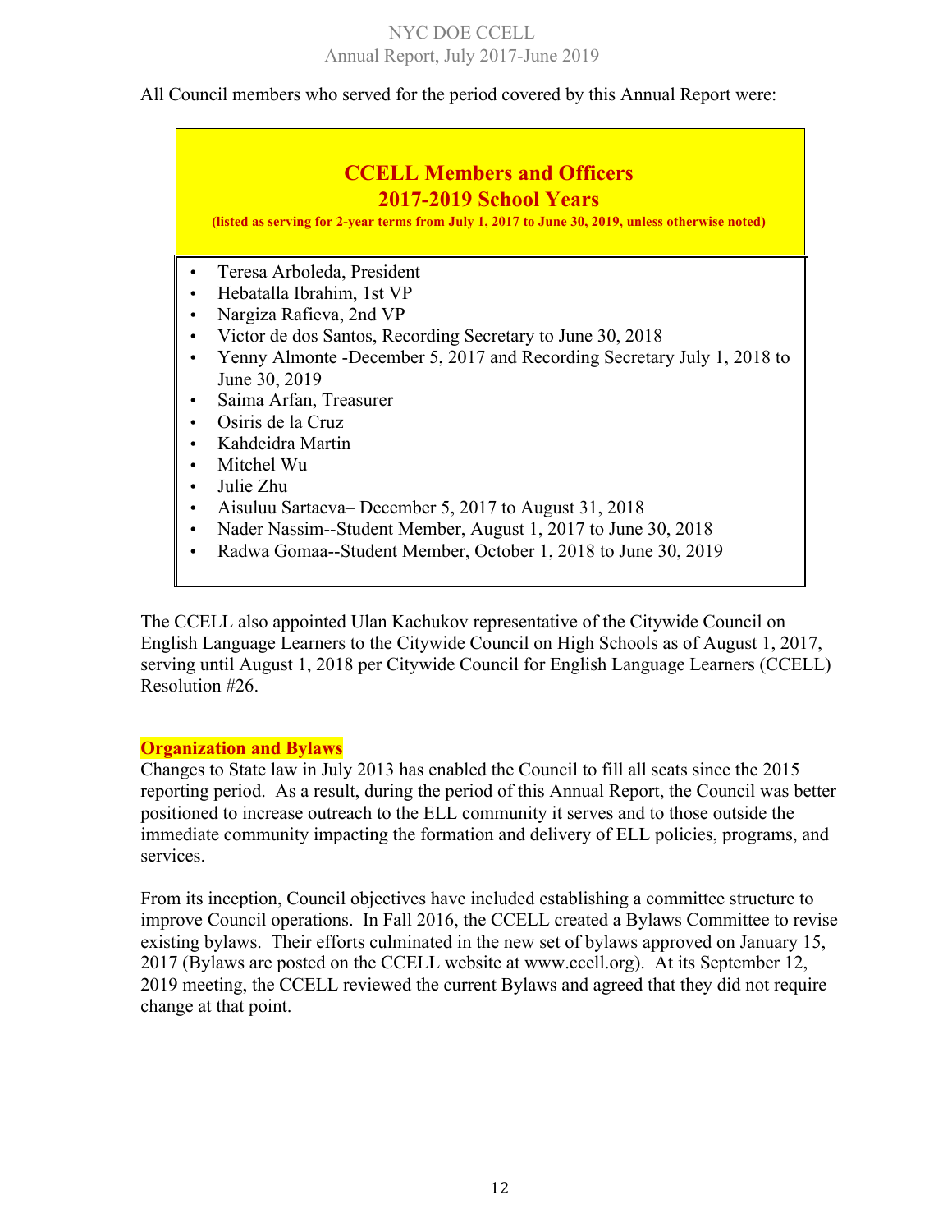All Council members who served for the period covered by this Annual Report were:

## CCELL Members and Officers
## 2017-2019 School Years

**(listed as serving for 2-year terms from July 1, 2017 to June 30, 2019, unless otherwise noted)**

- Teresa Arboleda, President
- Hebatalla Ibrahim, 1st VP
- Nargiza Rafieva, 2nd VP
- Victor de dos Santos, Recording Secretary to June 30, 2018
- Yenny Almonte -December 5, 2017 and Recording Secretary July 1, 2018 to June 30, 2019
- Saima Arfan, Treasurer
- Osiris de la Cruz
- Kahdeidra Martin
- Mitchel Wu
- Julie Zhu
- Aisuluu Sartaeva– December 5, 2017 to August 31, 2018
- Nader Nassim--Student Member, August 1, 2017 to June 30, 2018
- Radwa Gomaa--Student Member, October 1, 2018 to June 30, 2019

The CCELL also appointed Ulan Kachukov representative of the Citywide Council on English Language Learners to the Citywide Council on High Schools as of August 1, 2017, serving until August 1, 2018 per Citywide Council for English Language Learners (CCELL) Resolution #26.

## Organization and Bylaws

Changes to State law in July 2013 has enabled the Council to fill all seats since the 2015 reporting period. As a result, during the period of this Annual Report, the Council was better positioned to increase outreach to the ELL community it serves and to those outside the immediate community impacting the formation and delivery of ELL policies, programs, and services.

From its inception, Council objectives have included establishing a committee structure to improve Council operations. In Fall 2016, the CCELL created a Bylaws Committee to revise existing bylaws. Their efforts culminated in the new set of bylaws approved on January 15, 2017 (Bylaws are posted on the CCELL website at www.ccell.org). At its September 12, 2019 meeting, the CCELL reviewed the current Bylaws and agreed that they did not require change at that point.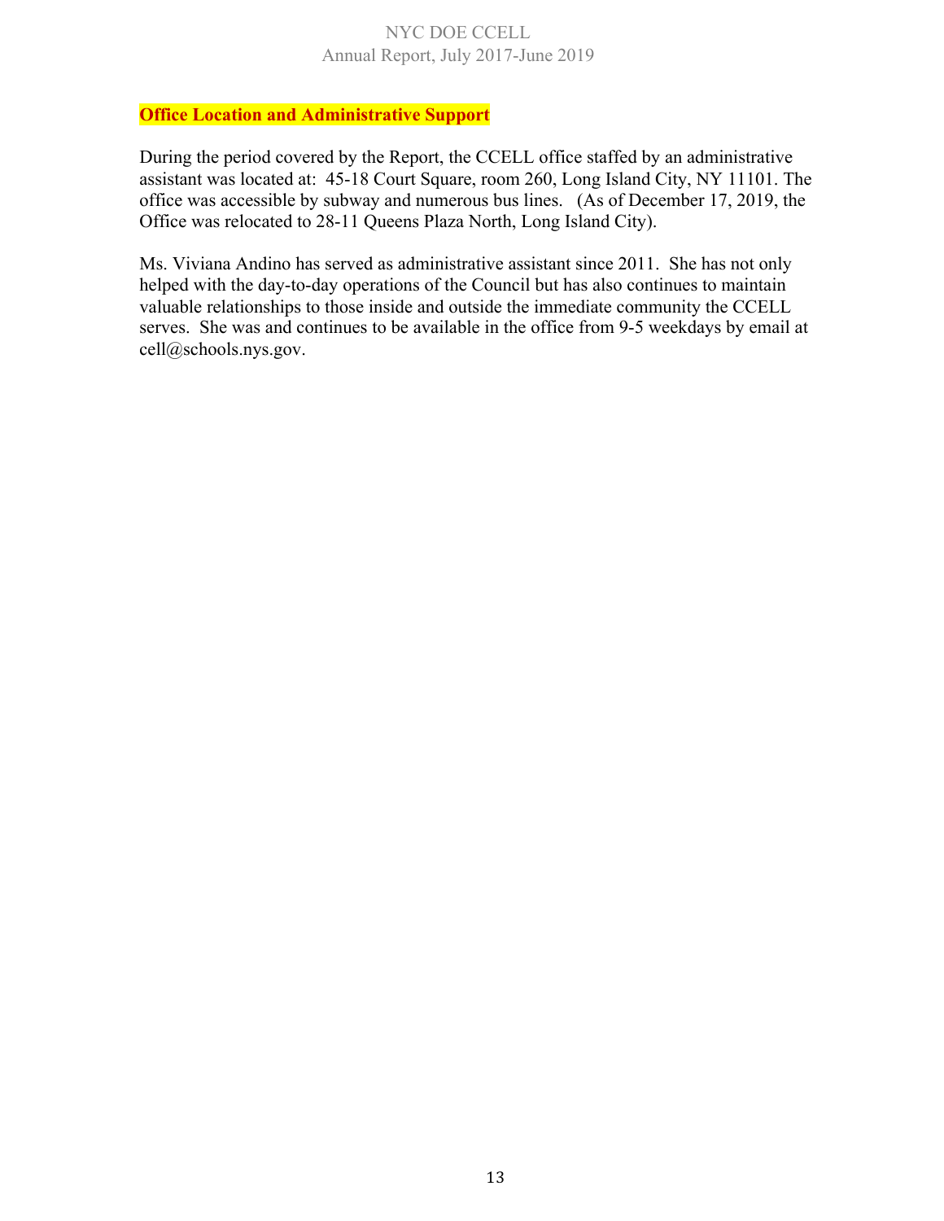## Office Location and Administrative Support

During the period covered by the Report, the CCELL office staffed by an administrative assistant was located at: 45-18 Court Square, room 260, Long Island City, NY 11101. The office was accessible by subway and numerous bus lines. (As of December 17, 2019, the Office was relocated to 28-11 Queens Plaza North, Long Island City).

Ms. Viviana Andino has served as administrative assistant since 2011. She has not only helped with the day-to-day operations of the Council but has also continues to maintain valuable relationships to those inside and outside the immediate community the CCELL serves. She was and continues to be available in the office from 9-5 weekdays by email at cell@schools.nys.gov.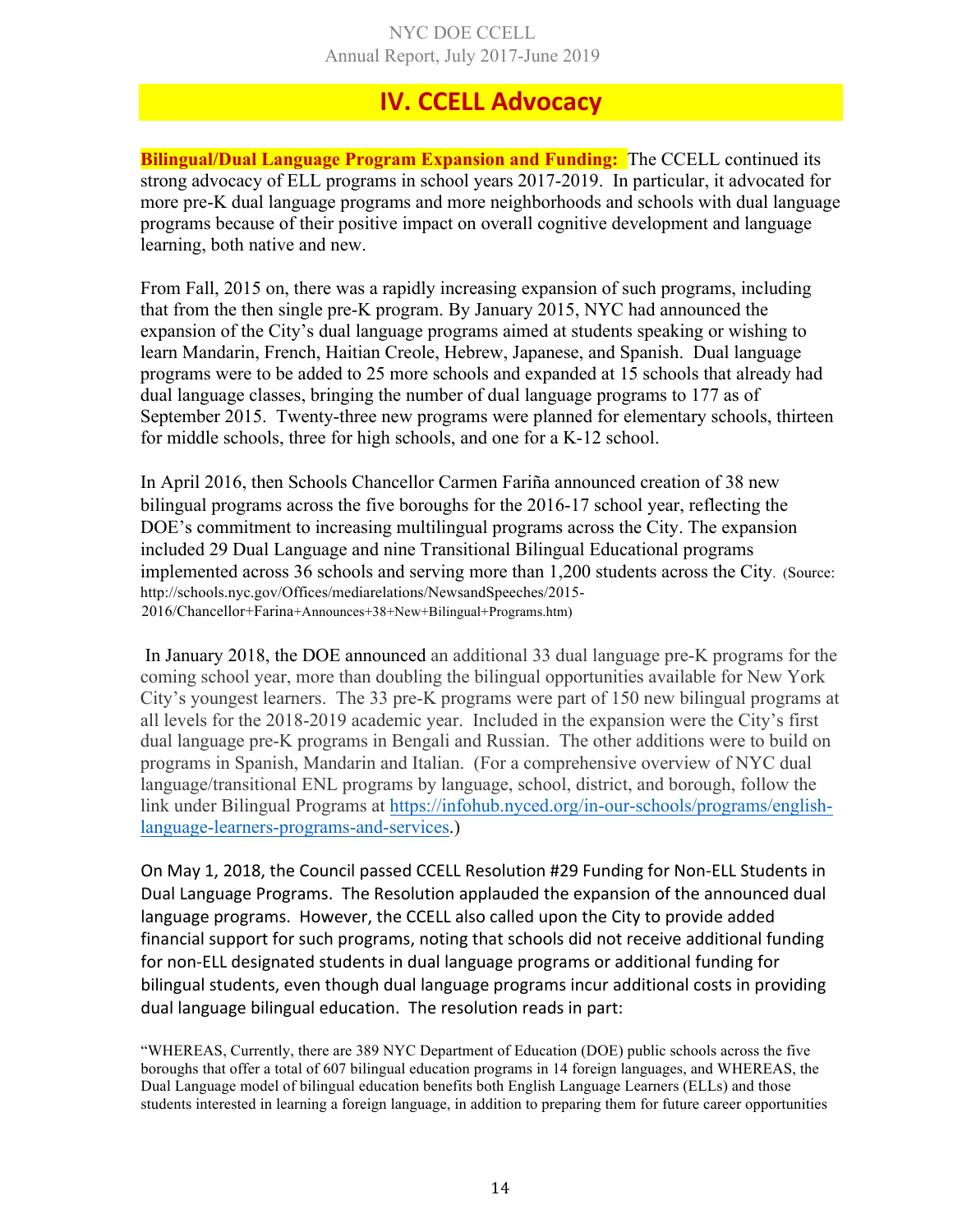# IV. CCELL Advocacy

**Bilingual/Dual Language Program Expansion and Funding:** The CCELL continued its strong advocacy of ELL programs in school years 2017-2019. In particular, it advocated for more pre-K dual language programs and more neighborhoods and schools with dual language programs because of their positive impact on overall cognitive development and language learning, both native and new.

From Fall, 2015 on, there was a rapidly increasing expansion of such programs, including that from the then single pre-K program. By January 2015, NYC had announced the expansion of the City's dual language programs aimed at students speaking or wishing to learn Mandarin, French, Haitian Creole, Hebrew, Japanese, and Spanish. Dual language programs were to be added to 25 more schools and expanded at 15 schools that already had dual language classes, bringing the number of dual language programs to 177 as of September 2015. Twenty-three new programs were planned for elementary schools, thirteen for middle schools, three for high schools, and one for a K-12 school.

In April 2016, then Schools Chancellor Carmen Fariña announced creation of 38 new bilingual programs across the five boroughs for the 2016-17 school year, reflecting the DOE's commitment to increasing multilingual programs across the City. The expansion included 29 Dual Language and nine Transitional Bilingual Educational programs implemented across 36 schools and serving more than 1,200 students across the City. (Source: http://schools.nyc.gov/Offices/mediarelations/NewsandSpeeches/2015-2016/Chancellor+Farina+Announces+38+New+Bilingual+Programs.htm)

In January 2018, the DOE announced an additional 33 dual language pre-K programs for the coming school year, more than doubling the bilingual opportunities available for New York City's youngest learners. The 33 pre-K programs were part of 150 new bilingual programs at all levels for the 2018-2019 academic year. Included in the expansion were the City's first dual language pre-K programs in Bengali and Russian. The other additions were to build on programs in Spanish, Mandarin and Italian. (For a comprehensive overview of NYC dual language/transitional ENL programs by language, school, district, and borough, follow the link under Bilingual Programs at [https://infohub.nyced.org/in-our-schools/programs/english-language-learners-programs-and-services](https://infohub.nyced.org/in-our-schools/programs/english-language-learners-programs-and-services).)

On May 1, 2018, the Council passed CCELL Resolution #29 Funding for Non-ELL Students in Dual Language Programs. The Resolution applauded the expansion of the announced dual language programs. However, the CCELL also called upon the City to provide added financial support for such programs, noting that schools did not receive additional funding for non-ELL designated students in dual language programs or additional funding for bilingual students, even though dual language programs incur additional costs in providing dual language bilingual education. The resolution reads in part:

"WHEREAS, Currently, there are 389 NYC Department of Education (DOE) public schools across the five boroughs that offer a total of 607 bilingual education programs in 14 foreign languages, and WHEREAS, the Dual Language model of bilingual education benefits both English Language Learners (ELLs) and those students interested in learning a foreign language, in addition to preparing them for future career opportunities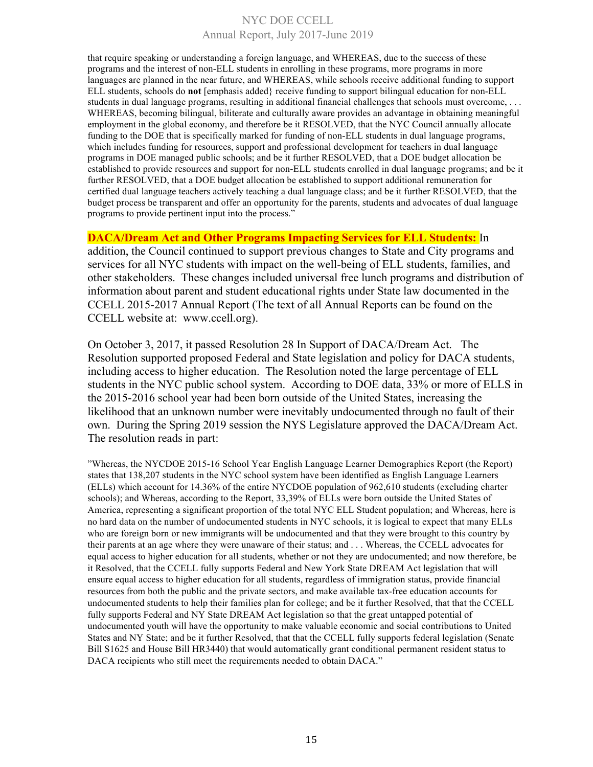that require speaking or understanding a foreign language, and WHEREAS, due to the success of these programs and the interest of non-ELL students in enrolling in these programs, more programs in more languages are planned in the near future, and WHEREAS, while schools receive additional funding to support ELL students, schools do **not** [emphasis added} receive funding to support bilingual education for non-ELL students in dual language programs, resulting in additional financial challenges that schools must overcome, . . . WHEREAS, becoming bilingual, biliterate and culturally aware provides an advantage in obtaining meaningful employment in the global economy, and therefore be it RESOLVED, that the NYC Council annually allocate funding to the DOE that is specifically marked for funding of non-ELL students in dual language programs, which includes funding for resources, support and professional development for teachers in dual language programs in DOE managed public schools; and be it further RESOLVED, that a DOE budget allocation be established to provide resources and support for non-ELL students enrolled in dual language programs; and be it further RESOLVED, that a DOE budget allocation be established to support additional remuneration for certified dual language teachers actively teaching a dual language class; and be it further RESOLVED, that the budget process be transparent and offer an opportunity for the parents, students and advocates of dual language programs to provide pertinent input into the process."

**DACA/Dream Act and Other Programs Impacting Services for ELL Students:** In addition, the Council continued to support previous changes to State and City programs and services for all NYC students with impact on the well-being of ELL students, families, and other stakeholders. These changes included universal free lunch programs and distribution of information about parent and student educational rights under State law documented in the CCELL 2015-2017 Annual Report (The text of all Annual Reports can be found on the CCELL website at: www.ccell.org).

On October 3, 2017, it passed Resolution 28 In Support of DACA/Dream Act. The Resolution supported proposed Federal and State legislation and policy for DACA students, including access to higher education. The Resolution noted the large percentage of ELL students in the NYC public school system. According to DOE data, 33% or more of ELLS in the 2015-2016 school year had been born outside of the United States, increasing the likelihood that an unknown number were inevitably undocumented through no fault of their own. During the Spring 2019 session the NYS Legislature approved the DACA/Dream Act. The resolution reads in part:

"Whereas, the NYCDOE 2015-16 School Year English Language Learner Demographics Report (the Report) states that 138,207 students in the NYC school system have been identified as English Language Learners (ELLs) which account for 14.36% of the entire NYCDOE population of 962,610 students (excluding charter schools); and Whereas, according to the Report, 33,39% of ELLs were born outside the United States of America, representing a significant proportion of the total NYC ELL Student population; and Whereas, here is no hard data on the number of undocumented students in NYC schools, it is logical to expect that many ELLs who are foreign born or new immigrants will be undocumented and that they were brought to this country by their parents at an age where they were unaware of their status; and . . . Whereas, the CCELL advocates for equal access to higher education for all students, whether or not they are undocumented; and now therefore, be it Resolved, that the CCELL fully supports Federal and New York State DREAM Act legislation that will ensure equal access to higher education for all students, regardless of immigration status, provide financial resources from both the public and the private sectors, and make available tax-free education accounts for undocumented students to help their families plan for college; and be it further Resolved, that that the CCELL fully supports Federal and NY State DREAM Act legislation so that the great untapped potential of undocumented youth will have the opportunity to make valuable economic and social contributions to United States and NY State; and be it further Resolved, that that the CCELL fully supports federal legislation (Senate Bill S1625 and House Bill HR3440) that would automatically grant conditional permanent resident status to DACA recipients who still meet the requirements needed to obtain DACA."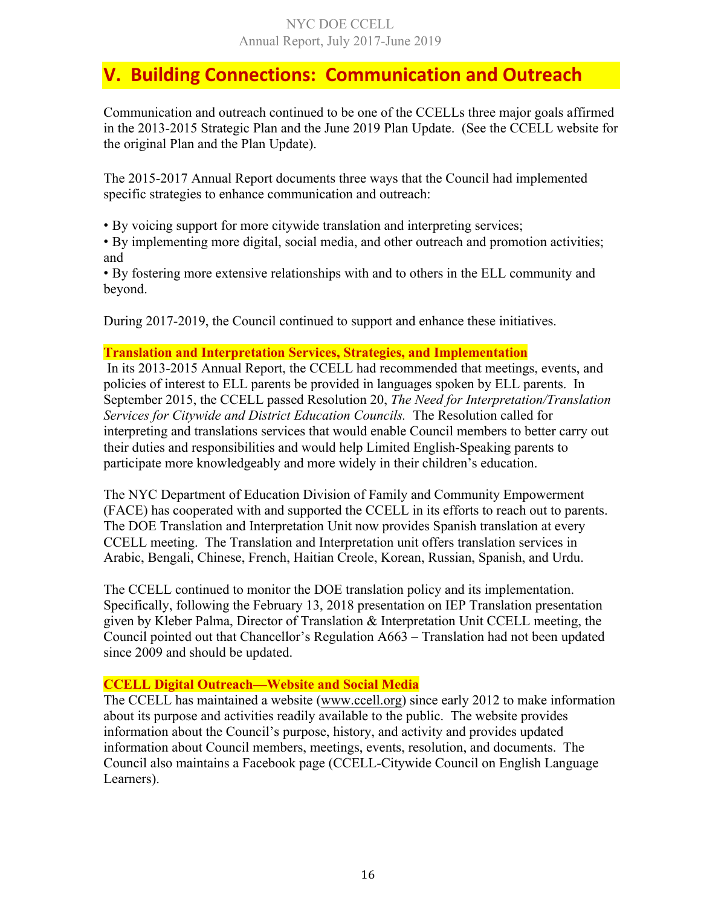## V. Building Connections: Communication and Outreach

Communication and outreach continued to be one of the CCELLs three major goals affirmed in the 2013-2015 Strategic Plan and the June 2019 Plan Update. (See the CCELL website for the original Plan and the Plan Update).

The 2015-2017 Annual Report documents three ways that the Council had implemented specific strategies to enhance communication and outreach:

• By voicing support for more citywide translation and interpreting services;
• By implementing more digital, social media, and other outreach and promotion activities; and
• By fostering more extensive relationships with and to others in the ELL community and beyond.

During 2017-2019, the Council continued to support and enhance these initiatives.

### Translation and Interpretation Services, Strategies, and Implementation

In its 2013-2015 Annual Report, the CCELL had recommended that meetings, events, and policies of interest to ELL parents be provided in languages spoken by ELL parents. In September 2015, the CCELL passed Resolution 20, *The Need for Interpretation/Translation Services for Citywide and District Education Councils.* The Resolution called for interpreting and translations services that would enable Council members to better carry out their duties and responsibilities and would help Limited English-Speaking parents to participate more knowledgeably and more widely in their children's education.

The NYC Department of Education Division of Family and Community Empowerment (FACE) has cooperated with and supported the CCELL in its efforts to reach out to parents. The DOE Translation and Interpretation Unit now provides Spanish translation at every CCELL meeting. The Translation and Interpretation unit offers translation services in Arabic, Bengali, Chinese, French, Haitian Creole, Korean, Russian, Spanish, and Urdu.

The CCELL continued to monitor the DOE translation policy and its implementation. Specifically, following the February 13, 2018 presentation on IEP Translation presentation given by Kleber Palma, Director of Translation & Interpretation Unit CCELL meeting, the Council pointed out that Chancellor's Regulation A663 – Translation had not been updated since 2009 and should be updated.

### CCELL Digital Outreach—Website and Social Media

The CCELL has maintained a website (www.ccell.org) since early 2012 to make information about its purpose and activities readily available to the public. The website provides information about the Council's purpose, history, and activity and provides updated information about Council members, meetings, events, resolution, and documents. The Council also maintains a Facebook page (CCELL-Citywide Council on English Language Learners).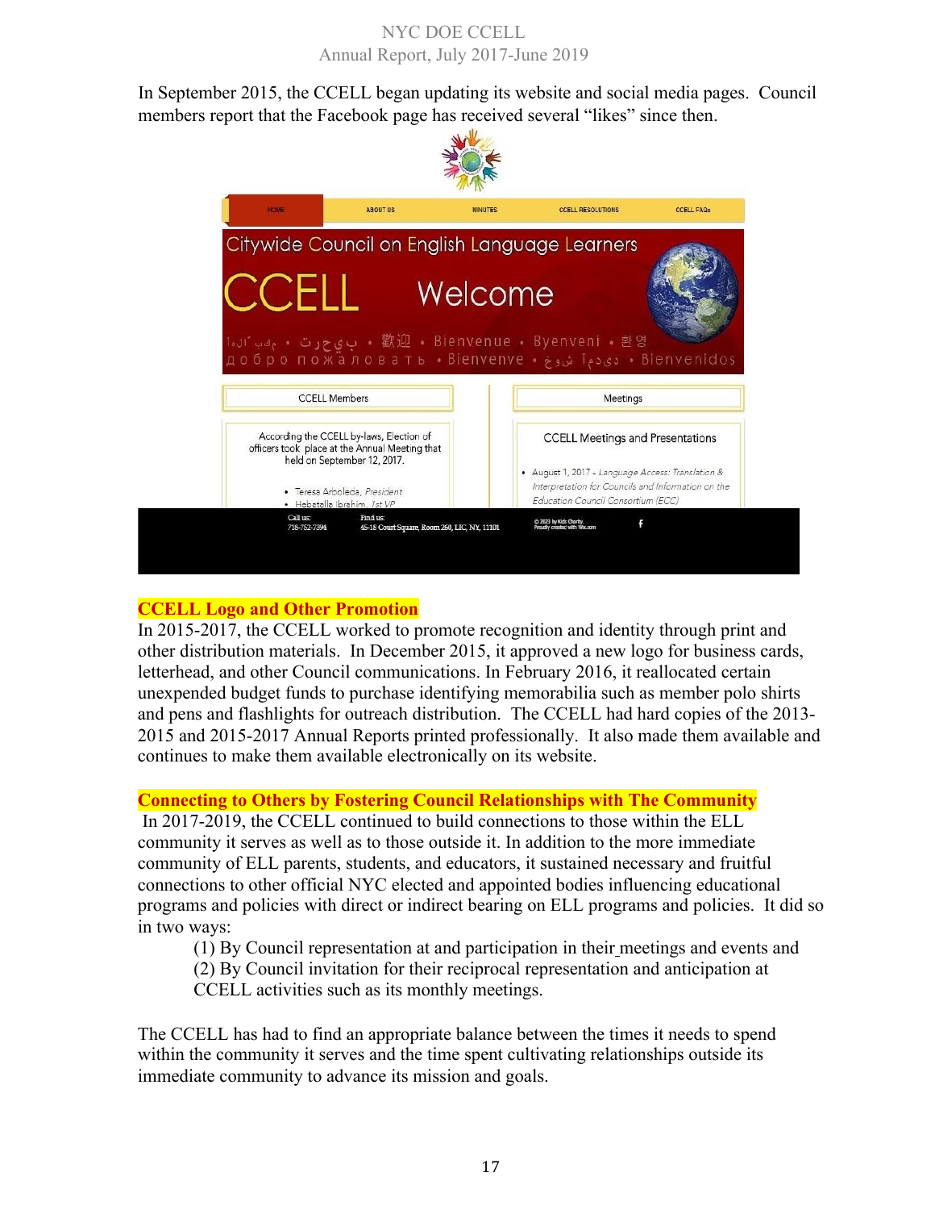In September 2015, the CCELL began updating its website and social media pages. Council members report that the Facebook page has received several "likes" since then.

## CCELL Logo and Other Promotion

In 2015-2017, the CCELL worked to promote recognition and identity through print and other distribution materials. In December 2015, it approved a new logo for business cards, letterhead, and other Council communications. In February 2016, it reallocated certain unexpended budget funds to purchase identifying memorabilia such as member polo shirts and pens and flashlights for outreach distribution. The CCELL had hard copies of the 2013-2015 and 2015-2017 Annual Reports printed professionally. It also made them available and continues to make them available electronically on its website.

## Connecting to Others by Fostering Council Relationships with The Community

In 2017-2019, the CCELL continued to build connections to those within the ELL community it serves as well as to those outside it. In addition to the more immediate community of ELL parents, students, and educators, it sustained necessary and fruitful connections to other official NYC elected and appointed bodies influencing educational programs and policies with direct or indirect bearing on ELL programs and policies. It did so in two ways:

(1) By Council representation at and participation in their meetings and events and
(2) By Council invitation for their reciprocal representation and anticipation at CCELL activities such as its monthly meetings.

The CCELL has had to find an appropriate balance between the times it needs to spend within the community it serves and the time spent cultivating relationships outside its immediate community to advance its mission and goals.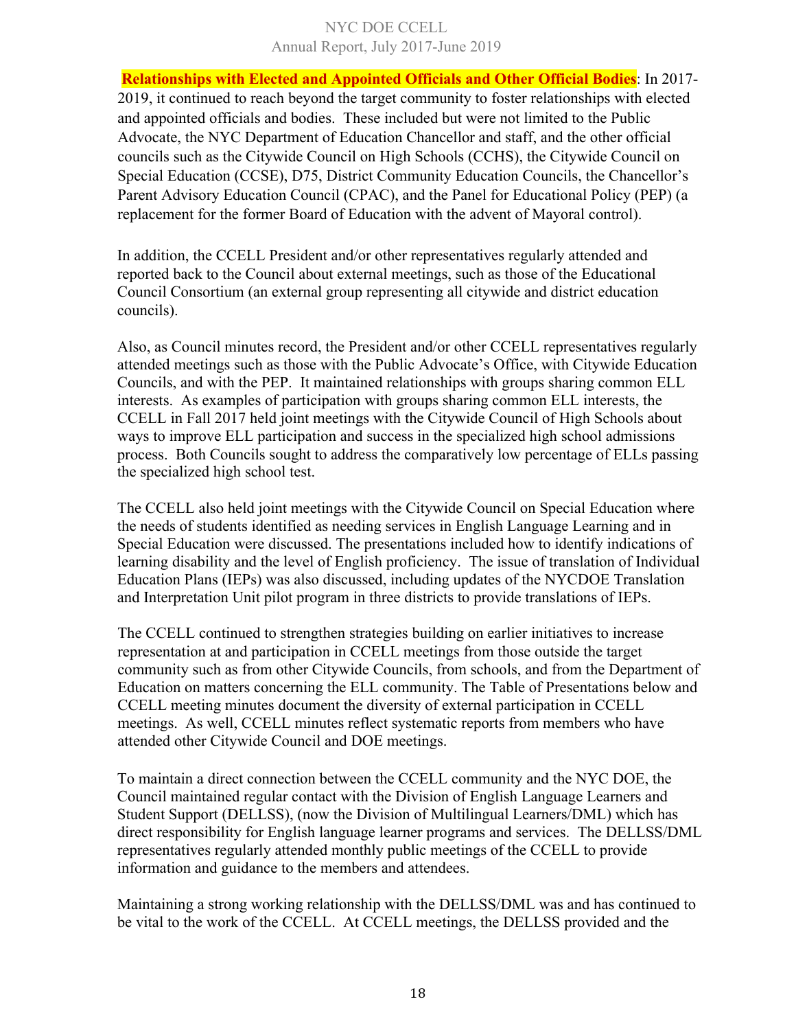**Relationships with Elected and Appointed Officials and Other Official Bodies**: In 2017-2019, it continued to reach beyond the target community to foster relationships with elected and appointed officials and bodies. These included but were not limited to the Public Advocate, the NYC Department of Education Chancellor and staff, and the other official councils such as the Citywide Council on High Schools (CCHS), the Citywide Council on Special Education (CCSE), D75, District Community Education Councils, the Chancellor's Parent Advisory Education Council (CPAC), and the Panel for Educational Policy (PEP) (a replacement for the former Board of Education with the advent of Mayoral control).

In addition, the CCELL President and/or other representatives regularly attended and reported back to the Council about external meetings, such as those of the Educational Council Consortium (an external group representing all citywide and district education councils).

Also, as Council minutes record, the President and/or other CCELL representatives regularly attended meetings such as those with the Public Advocate's Office, with Citywide Education Councils, and with the PEP. It maintained relationships with groups sharing common ELL interests. As examples of participation with groups sharing common ELL interests, the CCELL in Fall 2017 held joint meetings with the Citywide Council of High Schools about ways to improve ELL participation and success in the specialized high school admissions process. Both Councils sought to address the comparatively low percentage of ELLs passing the specialized high school test.

The CCELL also held joint meetings with the Citywide Council on Special Education where the needs of students identified as needing services in English Language Learning and in Special Education were discussed. The presentations included how to identify indications of learning disability and the level of English proficiency. The issue of translation of Individual Education Plans (IEPs) was also discussed, including updates of the NYCDOE Translation and Interpretation Unit pilot program in three districts to provide translations of IEPs.

The CCELL continued to strengthen strategies building on earlier initiatives to increase representation at and participation in CCELL meetings from those outside the target community such as from other Citywide Councils, from schools, and from the Department of Education on matters concerning the ELL community. The Table of Presentations below and CCELL meeting minutes document the diversity of external participation in CCELL meetings. As well, CCELL minutes reflect systematic reports from members who have attended other Citywide Council and DOE meetings.

To maintain a direct connection between the CCELL community and the NYC DOE, the Council maintained regular contact with the Division of English Language Learners and Student Support (DELLSS), (now the Division of Multilingual Learners/DML) which has direct responsibility for English language learner programs and services. The DELLSS/DML representatives regularly attended monthly public meetings of the CCELL to provide information and guidance to the members and attendees.

Maintaining a strong working relationship with the DELLSS/DML was and has continued to be vital to the work of the CCELL. At CCELL meetings, the DELLSS provided and the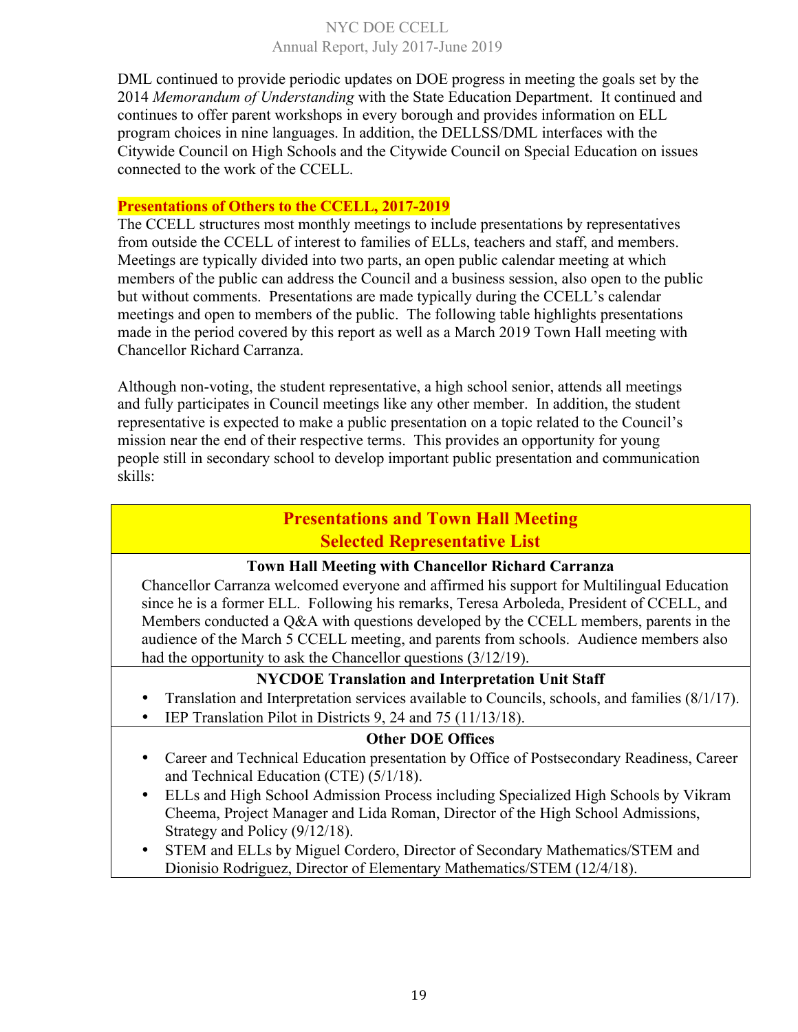DML continued to provide periodic updates on DOE progress in meeting the goals set by the 2014 *Memorandum of Understanding* with the State Education Department. It continued and continues to offer parent workshops in every borough and provides information on ELL program choices in nine languages. In addition, the DELLSS/DML interfaces with the Citywide Council on High Schools and the Citywide Council on Special Education on issues connected to the work of the CCELL.

## Presentations of Others to the CCELL, 2017-2019

The CCELL structures most monthly meetings to include presentations by representatives from outside the CCELL of interest to families of ELLs, teachers and staff, and members. Meetings are typically divided into two parts, an open public calendar meeting at which members of the public can address the Council and a business session, also open to the public but without comments. Presentations are made typically during the CCELL's calendar meetings and open to members of the public. The following table highlights presentations made in the period covered by this report as well as a March 2019 Town Hall meeting with Chancellor Richard Carranza.

Although non-voting, the student representative, a high school senior, attends all meetings and fully participates in Council meetings like any other member. In addition, the student representative is expected to make a public presentation on a topic related to the Council's mission near the end of their respective terms. This provides an opportunity for young people still in secondary school to develop important public presentation and communication skills:

| **Presentations and Town Hall Meeting<br>Selected Representative List** |
|---|
| **Town Hall Meeting with Chancellor Richard Carranza**<br>Chancellor Carranza welcomed everyone and affirmed his support for Multilingual Education since he is a former ELL. Following his remarks, Teresa Arboleda, President of CCELL, and Members conducted a Q&A with questions developed by the CCELL members, parents in the audience of the March 5 CCELL meeting, and parents from schools. Audience members also had the opportunity to ask the Chancellor questions (3/12/19). |
| **NYCDOE Translation and Interpretation Unit Staff**<br>• Translation and Interpretation services available to Councils, schools, and families (8/1/17).<br>• IEP Translation Pilot in Districts 9, 24 and 75 (11/13/18). |
| **Other DOE Offices**<br>• Career and Technical Education presentation by Office of Postsecondary Readiness, Career and Technical Education (CTE) (5/1/18).<br>• ELLs and High School Admission Process including Specialized High Schools by Vikram Cheema, Project Manager and Lida Roman, Director of the High School Admissions, Strategy and Policy (9/12/18).<br>• STEM and ELLs by Miguel Cordero, Director of Secondary Mathematics/STEM and Dionisio Rodriguez, Director of Elementary Mathematics/STEM (12/4/18). |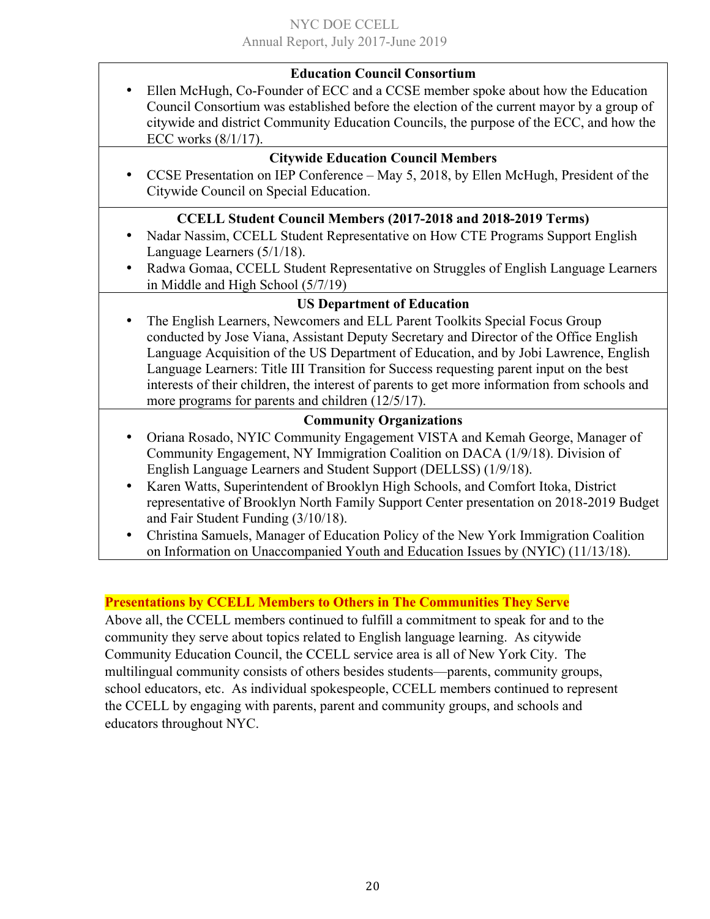**Education Council Consortium**

- Ellen McHugh, Co-Founder of ECC and a CCSE member spoke about how the Education Council Consortium was established before the election of the current mayor by a group of citywide and district Community Education Councils, the purpose of the ECC, and how the ECC works (8/1/17).

**Citywide Education Council Members**

- CCSE Presentation on IEP Conference – May 5, 2018, by Ellen McHugh, President of the Citywide Council on Special Education.

**CCELL Student Council Members (2017-2018 and 2018-2019 Terms)**

- Nadar Nassim, CCELL Student Representative on How CTE Programs Support English Language Learners (5/1/18).
- Radwa Gomaa, CCELL Student Representative on Struggles of English Language Learners in Middle and High School (5/7/19)

**US Department of Education**

- The English Learners, Newcomers and ELL Parent Toolkits Special Focus Group conducted by Jose Viana, Assistant Deputy Secretary and Director of the Office English Language Acquisition of the US Department of Education, and by Jobi Lawrence, English Language Learners: Title III Transition for Success requesting parent input on the best interests of their children, the interest of parents to get more information from schools and more programs for parents and children (12/5/17).

**Community Organizations**

- Oriana Rosado, NYIC Community Engagement VISTA and Kemah George, Manager of Community Engagement, NY Immigration Coalition on DACA (1/9/18). Division of English Language Learners and Student Support (DELLSS) (1/9/18).
- Karen Watts, Superintendent of Brooklyn High Schools, and Comfort Itoka, District representative of Brooklyn North Family Support Center presentation on 2018-2019 Budget and Fair Student Funding (3/10/18).
- Christina Samuels, Manager of Education Policy of the New York Immigration Coalition on Information on Unaccompanied Youth and Education Issues by (NYIC) (11/13/18).

## Presentations by CCELL Members to Others in The Communities They Serve

Above all, the CCELL members continued to fulfill a commitment to speak for and to the community they serve about topics related to English language learning. As citywide Community Education Council, the CCELL service area is all of New York City. The multilingual community consists of others besides students—parents, community groups, school educators, etc. As individual spokespeople, CCELL members continued to represent the CCELL by engaging with parents, parent and community groups, and schools and educators throughout NYC.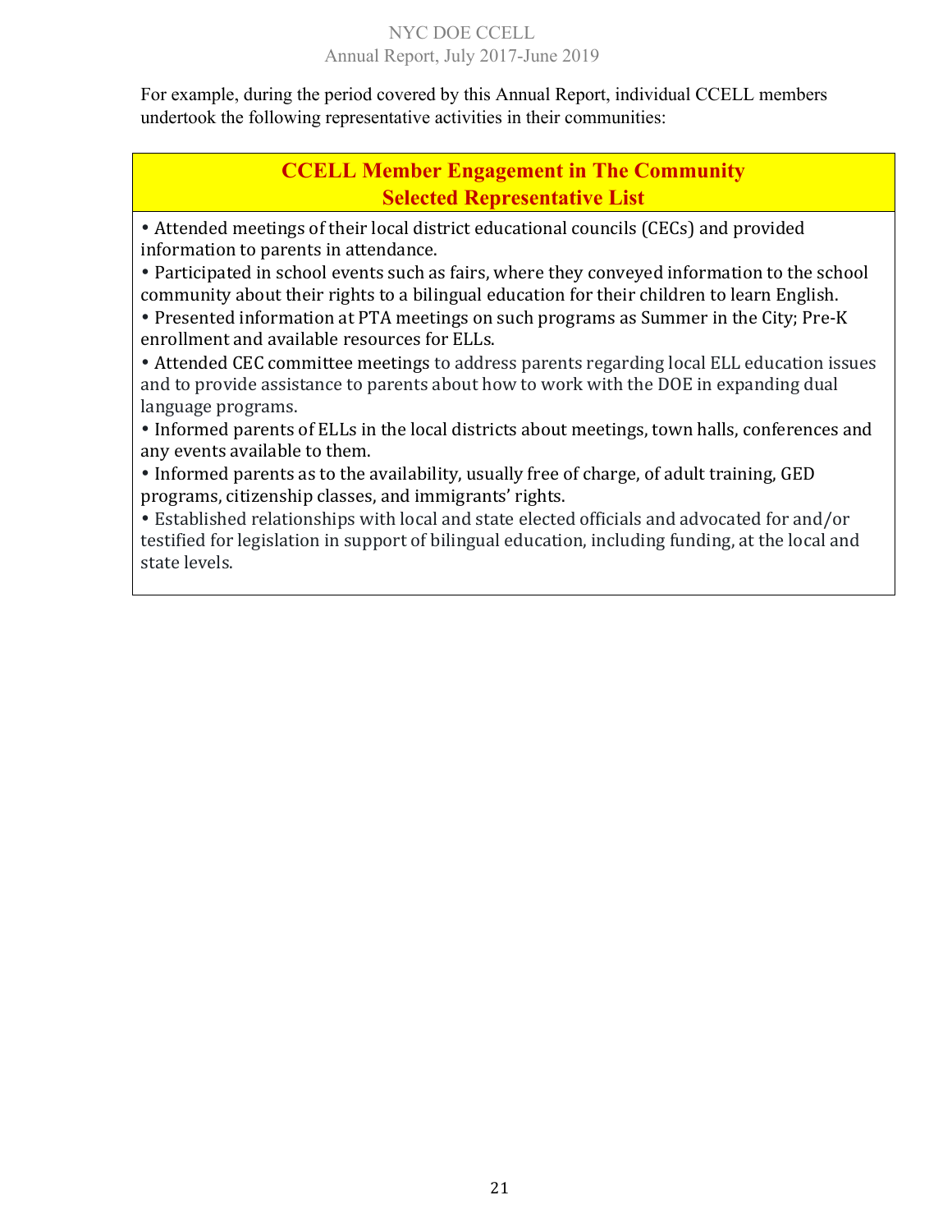For example, during the period covered by this Annual Report, individual CCELL members undertook the following representative activities in their communities:

## CCELL Member Engagement in The Community
## Selected Representative List

- Attended meetings of their local district educational councils (CECs) and provided information to parents in attendance.
- Participated in school events such as fairs, where they conveyed information to the school community about their rights to a bilingual education for their children to learn English.
- Presented information at PTA meetings on such programs as Summer in the City; Pre-K enrollment and available resources for ELLs.
- Attended CEC committee meetings to address parents regarding local ELL education issues and to provide assistance to parents about how to work with the DOE in expanding dual language programs.
- Informed parents of ELLs in the local districts about meetings, town halls, conferences and any events available to them.
- Informed parents as to the availability, usually free of charge, of adult training, GED programs, citizenship classes, and immigrants' rights.
- Established relationships with local and state elected officials and advocated for and/or testified for legislation in support of bilingual education, including funding, at the local and state levels.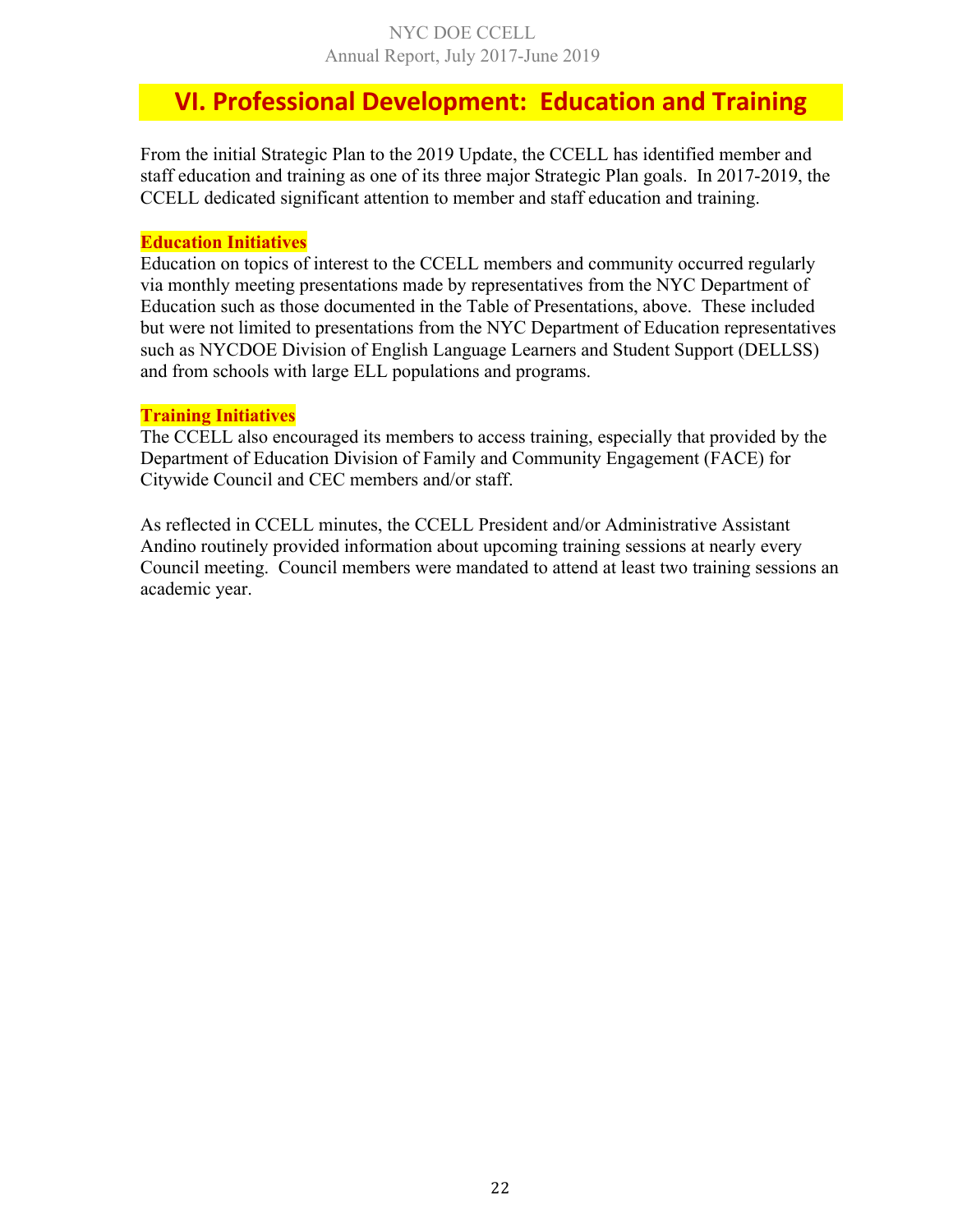# VI. Professional Development: Education and Training

From the initial Strategic Plan to the 2019 Update, the CCELL has identified member and staff education and training as one of its three major Strategic Plan goals. In 2017-2019, the CCELL dedicated significant attention to member and staff education and training.

**Education Initiatives**

Education on topics of interest to the CCELL members and community occurred regularly via monthly meeting presentations made by representatives from the NYC Department of Education such as those documented in the Table of Presentations, above. These included but were not limited to presentations from the NYC Department of Education representatives such as NYCDOE Division of English Language Learners and Student Support (DELLSS) and from schools with large ELL populations and programs.

**Training Initiatives**

The CCELL also encouraged its members to access training, especially that provided by the Department of Education Division of Family and Community Engagement (FACE) for Citywide Council and CEC members and/or staff.

As reflected in CCELL minutes, the CCELL President and/or Administrative Assistant Andino routinely provided information about upcoming training sessions at nearly every Council meeting. Council members were mandated to attend at least two training sessions an academic year.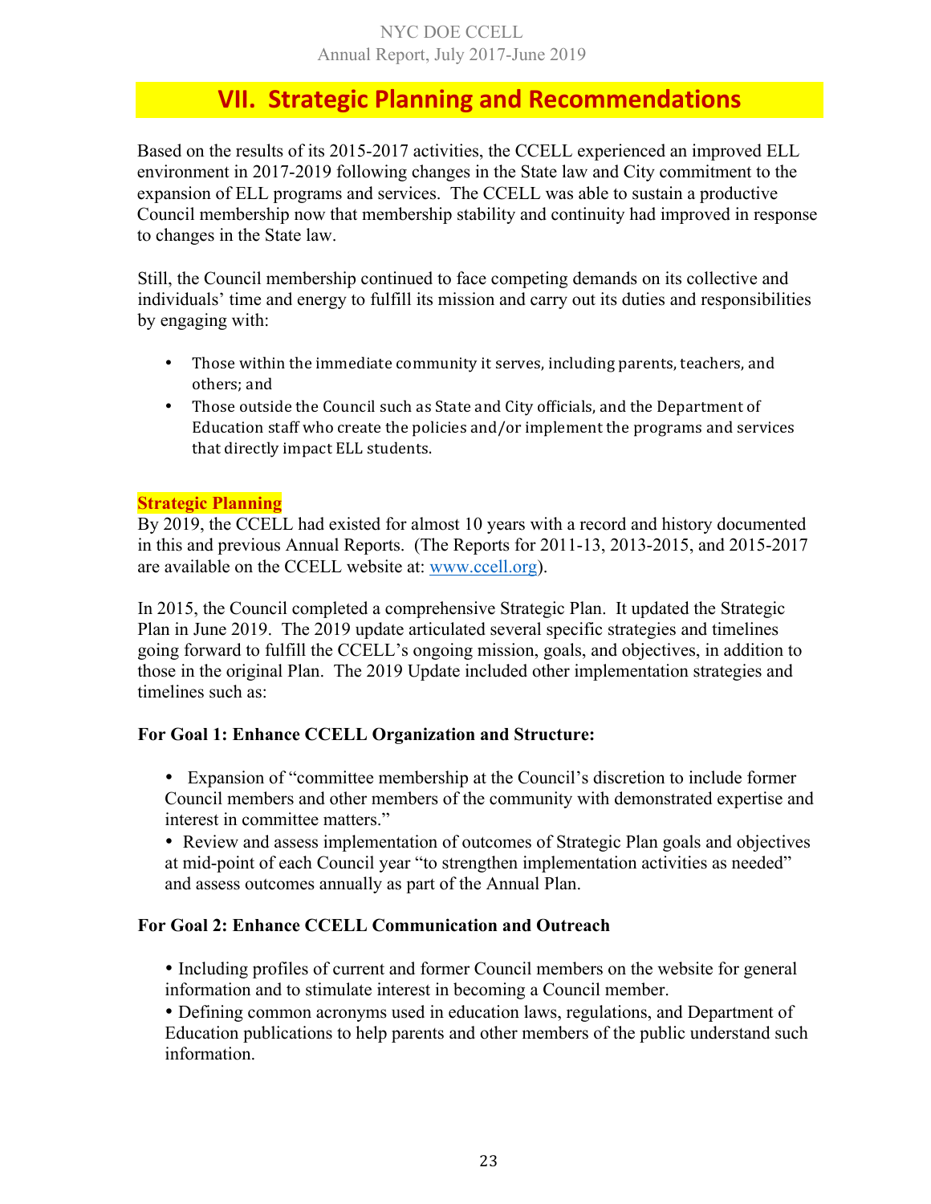## VII. Strategic Planning and Recommendations

Based on the results of its 2015-2017 activities, the CCELL experienced an improved ELL environment in 2017-2019 following changes in the State law and City commitment to the expansion of ELL programs and services. The CCELL was able to sustain a productive Council membership now that membership stability and continuity had improved in response to changes in the State law.

Still, the Council membership continued to face competing demands on its collective and individuals' time and energy to fulfill its mission and carry out its duties and responsibilities by engaging with:

- Those within the immediate community it serves, including parents, teachers, and others; and
- Those outside the Council such as State and City officials, and the Department of Education staff who create the policies and/or implement the programs and services that directly impact ELL students.

### Strategic Planning

By 2019, the CCELL had existed for almost 10 years with a record and history documented in this and previous Annual Reports. (The Reports for 2011-13, 2013-2015, and 2015-2017 are available on the CCELL website at: [www.ccell.org](www.ccell.org)).

In 2015, the Council completed a comprehensive Strategic Plan. It updated the Strategic Plan in June 2019. The 2019 update articulated several specific strategies and timelines going forward to fulfill the CCELL's ongoing mission, goals, and objectives, in addition to those in the original Plan. The 2019 Update included other implementation strategies and timelines such as:

**For Goal 1: Enhance CCELL Organization and Structure:**

- Expansion of "committee membership at the Council's discretion to include former Council members and other members of the community with demonstrated expertise and interest in committee matters."
- Review and assess implementation of outcomes of Strategic Plan goals and objectives at mid-point of each Council year "to strengthen implementation activities as needed" and assess outcomes annually as part of the Annual Plan.

**For Goal 2: Enhance CCELL Communication and Outreach**

- Including profiles of current and former Council members on the website for general information and to stimulate interest in becoming a Council member.
- Defining common acronyms used in education laws, regulations, and Department of Education publications to help parents and other members of the public understand such information.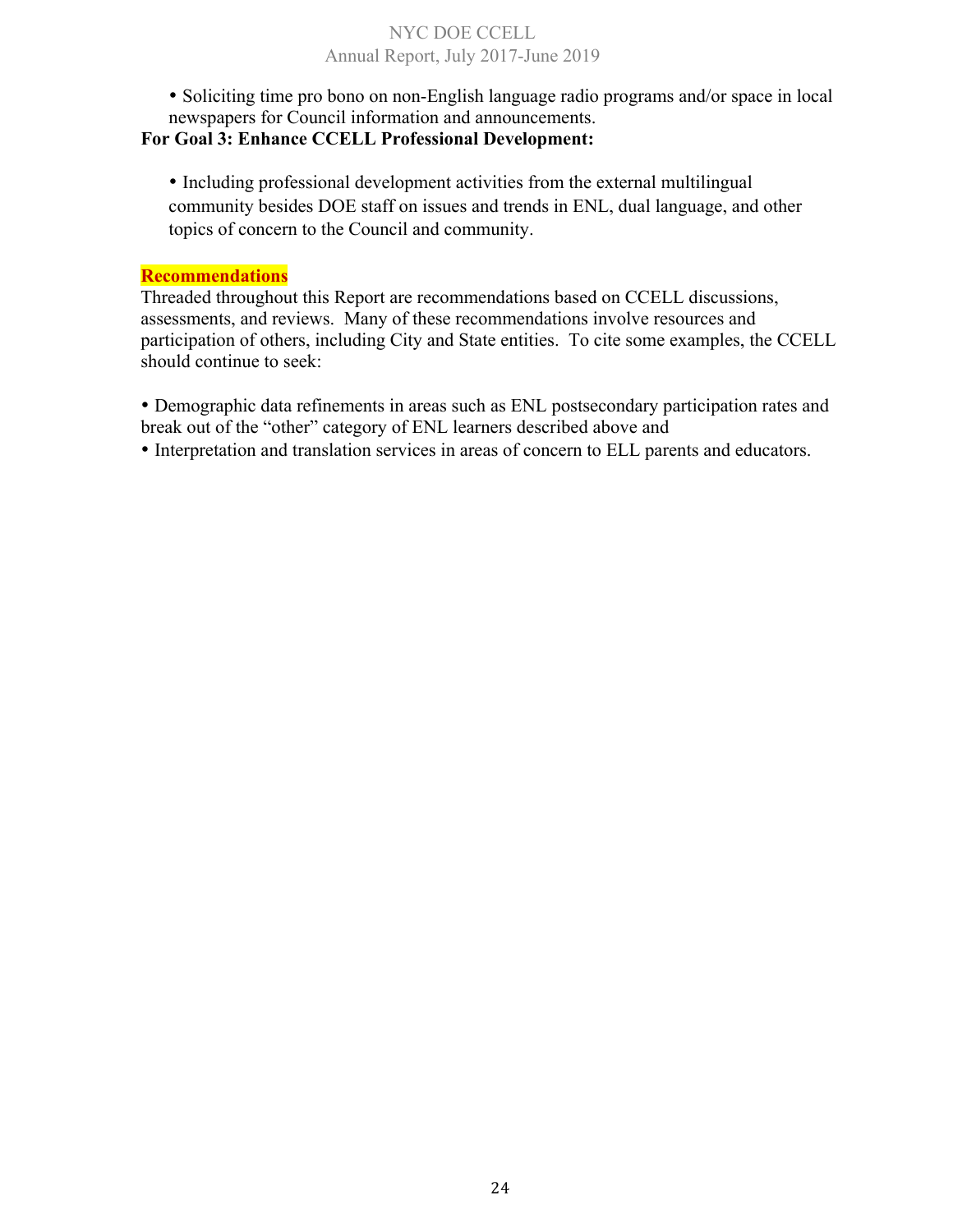- Soliciting time pro bono on non-English language radio programs and/or space in local newspapers for Council information and announcements.

**For Goal 3: Enhance CCELL Professional Development:**

- Including professional development activities from the external multilingual community besides DOE staff on issues and trends in ENL, dual language, and other topics of concern to the Council and community.

## Recommendations

Threaded throughout this Report are recommendations based on CCELL discussions, assessments, and reviews. Many of these recommendations involve resources and participation of others, including City and State entities. To cite some examples, the CCELL should continue to seek:

- Demographic data refinements in areas such as ENL postsecondary participation rates and break out of the "other" category of ENL learners described above and
- Interpretation and translation services in areas of concern to ELL parents and educators.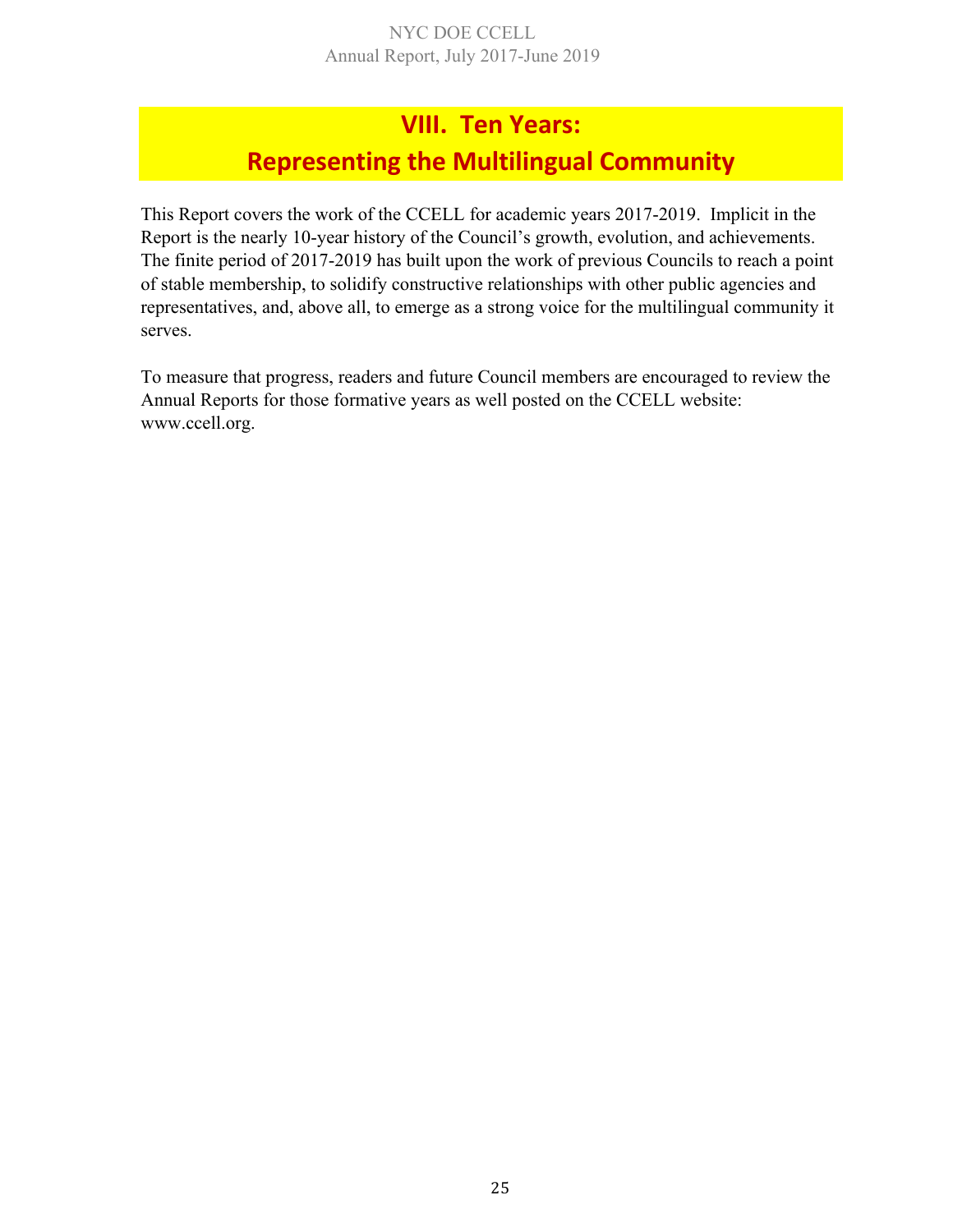# VIII. Ten Years: Representing the Multilingual Community

This Report covers the work of the CCELL for academic years 2017-2019. Implicit in the Report is the nearly 10-year history of the Council's growth, evolution, and achievements. The finite period of 2017-2019 has built upon the work of previous Councils to reach a point of stable membership, to solidify constructive relationships with other public agencies and representatives, and, above all, to emerge as a strong voice for the multilingual community it serves.

To measure that progress, readers and future Council members are encouraged to review the Annual Reports for those formative years as well posted on the CCELL website: www.ccell.org.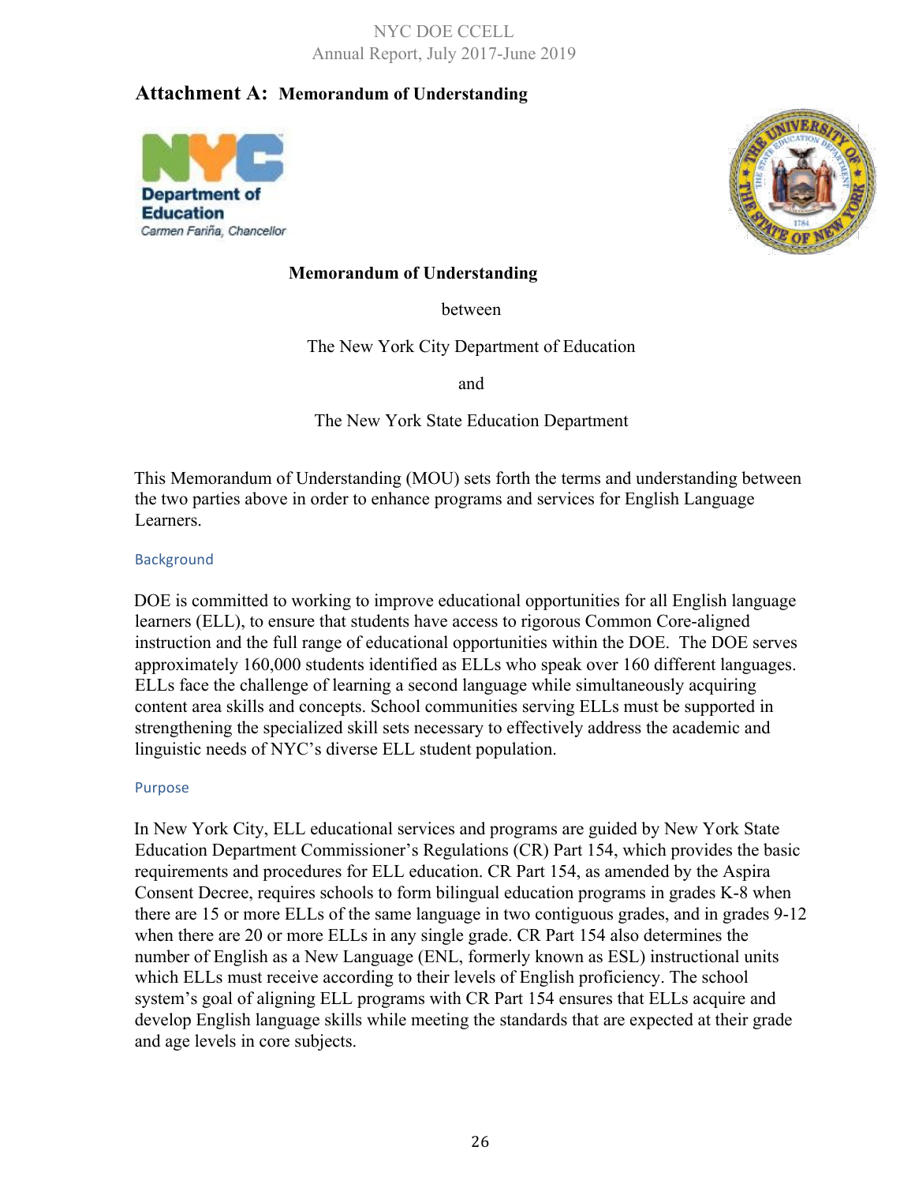## Attachment A: Memorandum of Understanding

Department of Education
Carmen Fariña, Chancellor

**Memorandum of Understanding**

between

The New York City Department of Education

and

The New York State Education Department

This Memorandum of Understanding (MOU) sets forth the terms and understanding between the two parties above in order to enhance programs and services for English Language Learners.

### Background

DOE is committed to working to improve educational opportunities for all English language learners (ELL), to ensure that students have access to rigorous Common Core-aligned instruction and the full range of educational opportunities within the DOE. The DOE serves approximately 160,000 students identified as ELLs who speak over 160 different languages. ELLs face the challenge of learning a second language while simultaneously acquiring content area skills and concepts. School communities serving ELLs must be supported in strengthening the specialized skill sets necessary to effectively address the academic and linguistic needs of NYC's diverse ELL student population.

### Purpose

In New York City, ELL educational services and programs are guided by New York State Education Department Commissioner's Regulations (CR) Part 154, which provides the basic requirements and procedures for ELL education. CR Part 154, as amended by the Aspira Consent Decree, requires schools to form bilingual education programs in grades K-8 when there are 15 or more ELLs of the same language in two contiguous grades, and in grades 9-12 when there are 20 or more ELLs in any single grade. CR Part 154 also determines the number of English as a New Language (ENL, formerly known as ESL) instructional units which ELLs must receive according to their levels of English proficiency. The school system's goal of aligning ELL programs with CR Part 154 ensures that ELLs acquire and develop English language skills while meeting the standards that are expected at their grade and age levels in core subjects.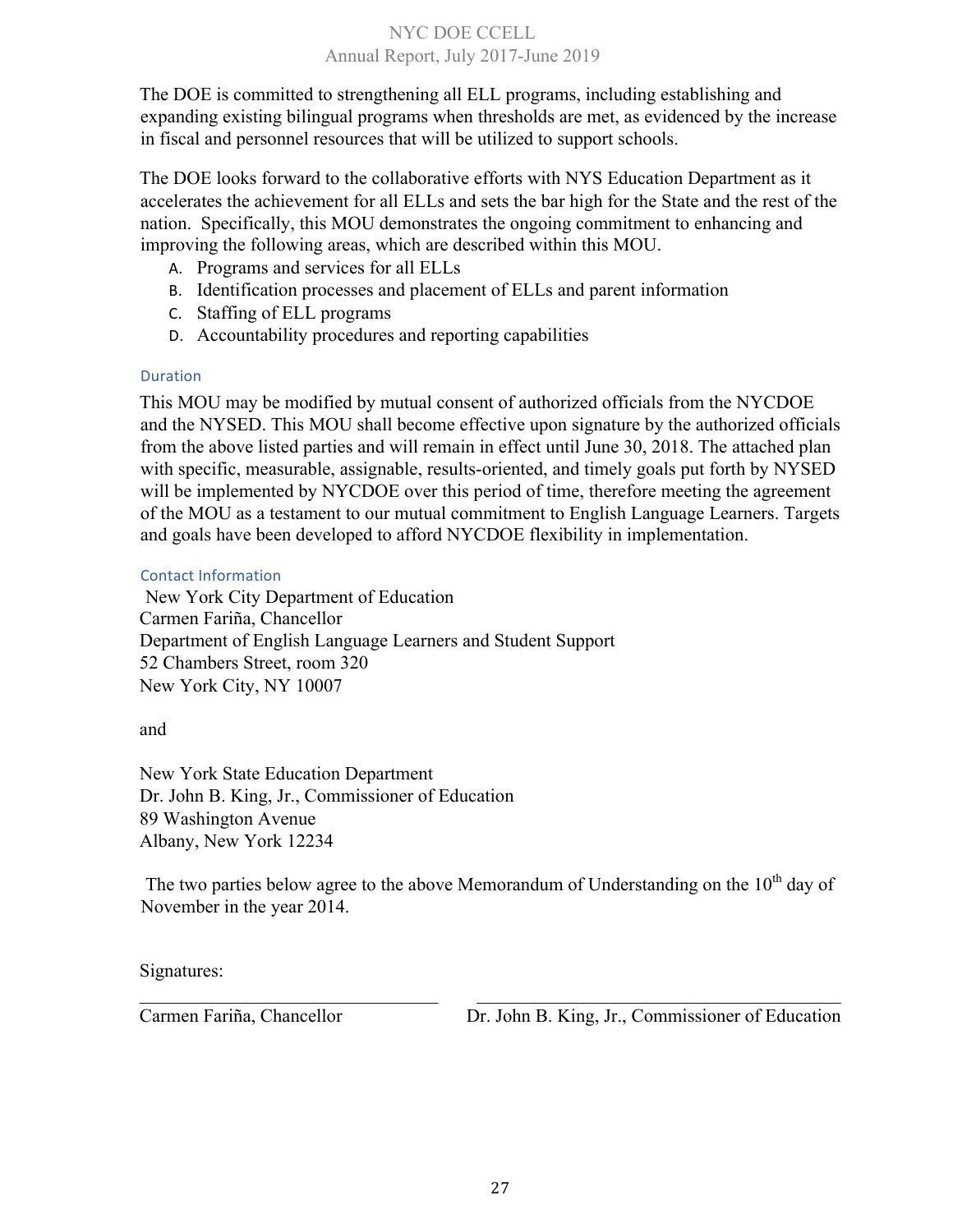The DOE is committed to strengthening all ELL programs, including establishing and expanding existing bilingual programs when thresholds are met, as evidenced by the increase in fiscal and personnel resources that will be utilized to support schools.

The DOE looks forward to the collaborative efforts with NYS Education Department as it accelerates the achievement for all ELLs and sets the bar high for the State and the rest of the nation. Specifically, this MOU demonstrates the ongoing commitment to enhancing and improving the following areas, which are described within this MOU.

A. Programs and services for all ELLs
B. Identification processes and placement of ELLs and parent information
C. Staffing of ELL programs
D. Accountability procedures and reporting capabilities

### Duration

This MOU may be modified by mutual consent of authorized officials from the NYCDOE and the NYSED. This MOU shall become effective upon signature by the authorized officials from the above listed parties and will remain in effect until June 30, 2018. The attached plan with specific, measurable, assignable, results-oriented, and timely goals put forth by NYSED will be implemented by NYCDOE over this period of time, therefore meeting the agreement of the MOU as a testament to our mutual commitment to English Language Learners. Targets and goals have been developed to afford NYCDOE flexibility in implementation.

### Contact Information

New York City Department of Education
Carmen Fariña, Chancellor
Department of English Language Learners and Student Support
52 Chambers Street, room 320
New York City, NY 10007

and

New York State Education Department
Dr. John B. King, Jr., Commissioner of Education
89 Washington Avenue
Albany, New York 12234

The two parties below agree to the above Memorandum of Understanding on the 10th day of November in the year 2014.

Signatures:

Carmen Fariña, Chancellor

Dr. John B. King, Jr., Commissioner of Education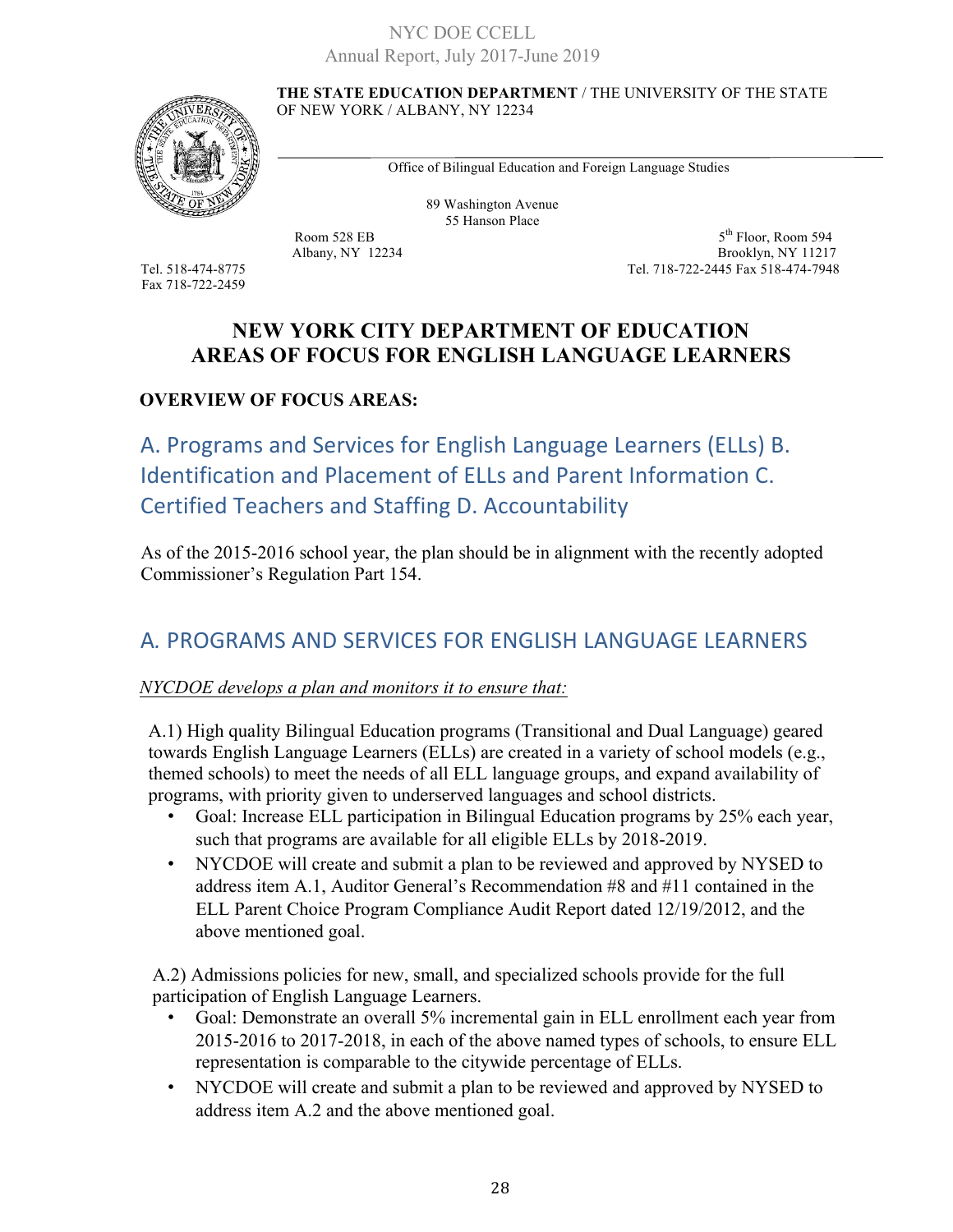**THE STATE EDUCATION DEPARTMENT** / THE UNIVERSITY OF THE STATE OF NEW YORK / ALBANY, NY 12234

Office of Bilingual Education and Foreign Language Studies

89 Washington Avenue
55 Hanson Place

Room 528 EB
Albany, NY 12234

5th Floor, Room 594
Brooklyn, NY 11217

Tel. 518-474-8775
Fax 718-722-2459

Tel. 718-722-2445 Fax 518-474-7948

# NEW YORK CITY DEPARTMENT OF EDUCATION AREAS OF FOCUS FOR ENGLISH LANGUAGE LEARNERS

**OVERVIEW OF FOCUS AREAS:**

A. Programs and Services for English Language Learners (ELLs) B. Identification and Placement of ELLs and Parent Information C. Certified Teachers and Staffing D. Accountability

As of the 2015-2016 school year, the plan should be in alignment with the recently adopted Commissioner's Regulation Part 154.

## A. PROGRAMS AND SERVICES FOR ENGLISH LANGUAGE LEARNERS

*NYCDOE develops a plan and monitors it to ensure that:*

A.1) High quality Bilingual Education programs (Transitional and Dual Language) geared towards English Language Learners (ELLs) are created in a variety of school models (e.g., themed schools) to meet the needs of all ELL language groups, and expand availability of programs, with priority given to underserved languages and school districts.

- Goal: Increase ELL participation in Bilingual Education programs by 25% each year, such that programs are available for all eligible ELLs by 2018-2019.
- NYCDOE will create and submit a plan to be reviewed and approved by NYSED to address item A.1, Auditor General's Recommendation #8 and #11 contained in the ELL Parent Choice Program Compliance Audit Report dated 12/19/2012, and the above mentioned goal.

A.2) Admissions policies for new, small, and specialized schools provide for the full participation of English Language Learners.

- Goal: Demonstrate an overall 5% incremental gain in ELL enrollment each year from 2015-2016 to 2017-2018, in each of the above named types of schools, to ensure ELL representation is comparable to the citywide percentage of ELLs.
- NYCDOE will create and submit a plan to be reviewed and approved by NYSED to address item A.2 and the above mentioned goal.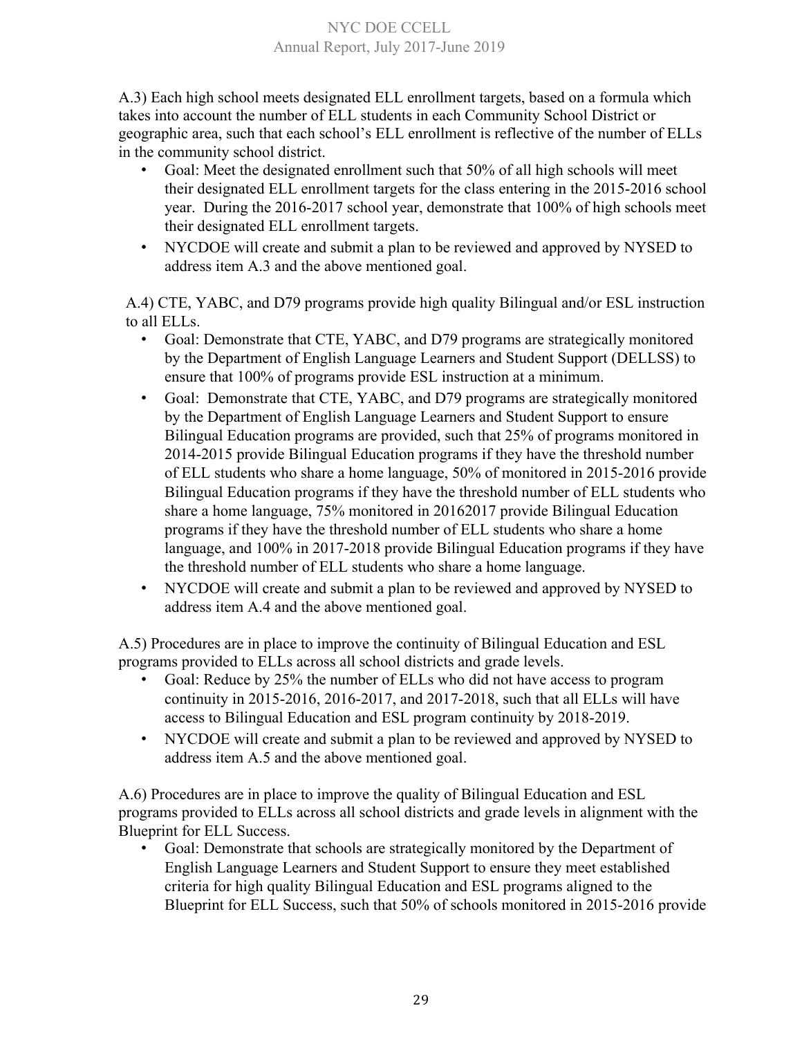A.3) Each high school meets designated ELL enrollment targets, based on a formula which takes into account the number of ELL students in each Community School District or geographic area, such that each school's ELL enrollment is reflective of the number of ELLs in the community school district.

- Goal: Meet the designated enrollment such that 50% of all high schools will meet their designated ELL enrollment targets for the class entering in the 2015-2016 school year. During the 2016-2017 school year, demonstrate that 100% of high schools meet their designated ELL enrollment targets.
- NYCDOE will create and submit a plan to be reviewed and approved by NYSED to address item A.3 and the above mentioned goal.

A.4) CTE, YABC, and D79 programs provide high quality Bilingual and/or ESL instruction to all ELLs.

- Goal: Demonstrate that CTE, YABC, and D79 programs are strategically monitored by the Department of English Language Learners and Student Support (DELLSS) to ensure that 100% of programs provide ESL instruction at a minimum.
- Goal: Demonstrate that CTE, YABC, and D79 programs are strategically monitored by the Department of English Language Learners and Student Support to ensure Bilingual Education programs are provided, such that 25% of programs monitored in 2014-2015 provide Bilingual Education programs if they have the threshold number of ELL students who share a home language, 50% of monitored in 2015-2016 provide Bilingual Education programs if they have the threshold number of ELL students who share a home language, 75% monitored in 20162017 provide Bilingual Education programs if they have the threshold number of ELL students who share a home language, and 100% in 2017-2018 provide Bilingual Education programs if they have the threshold number of ELL students who share a home language.
- NYCDOE will create and submit a plan to be reviewed and approved by NYSED to address item A.4 and the above mentioned goal.

A.5) Procedures are in place to improve the continuity of Bilingual Education and ESL programs provided to ELLs across all school districts and grade levels.

- Goal: Reduce by 25% the number of ELLs who did not have access to program continuity in 2015-2016, 2016-2017, and 2017-2018, such that all ELLs will have access to Bilingual Education and ESL program continuity by 2018-2019.
- NYCDOE will create and submit a plan to be reviewed and approved by NYSED to address item A.5 and the above mentioned goal.

A.6) Procedures are in place to improve the quality of Bilingual Education and ESL programs provided to ELLs across all school districts and grade levels in alignment with the Blueprint for ELL Success.

- Goal: Demonstrate that schools are strategically monitored by the Department of English Language Learners and Student Support to ensure they meet established criteria for high quality Bilingual Education and ESL programs aligned to the Blueprint for ELL Success, such that 50% of schools monitored in 2015-2016 provide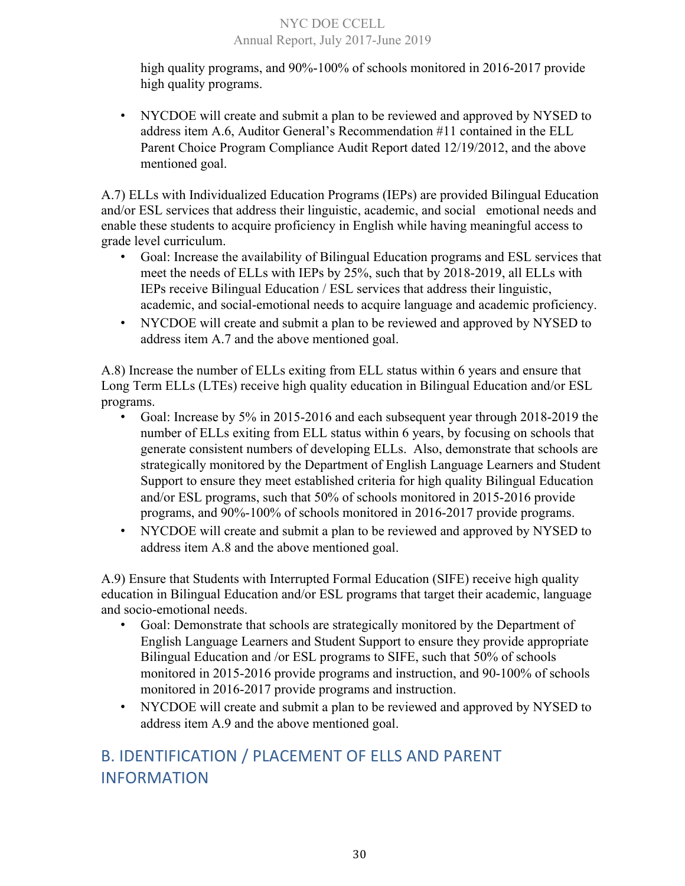high quality programs, and 90%-100% of schools monitored in 2016-2017 provide high quality programs.

- NYCDOE will create and submit a plan to be reviewed and approved by NYSED to address item A.6, Auditor General's Recommendation #11 contained in the ELL Parent Choice Program Compliance Audit Report dated 12/19/2012, and the above mentioned goal.

A.7) ELLs with Individualized Education Programs (IEPs) are provided Bilingual Education and/or ESL services that address their linguistic, academic, and social emotional needs and enable these students to acquire proficiency in English while having meaningful access to grade level curriculum.

- Goal: Increase the availability of Bilingual Education programs and ESL services that meet the needs of ELLs with IEPs by 25%, such that by 2018-2019, all ELLs with IEPs receive Bilingual Education / ESL services that address their linguistic, academic, and social-emotional needs to acquire language and academic proficiency.
- NYCDOE will create and submit a plan to be reviewed and approved by NYSED to address item A.7 and the above mentioned goal.

A.8) Increase the number of ELLs exiting from ELL status within 6 years and ensure that Long Term ELLs (LTEs) receive high quality education in Bilingual Education and/or ESL programs.

- Goal: Increase by 5% in 2015-2016 and each subsequent year through 2018-2019 the number of ELLs exiting from ELL status within 6 years, by focusing on schools that generate consistent numbers of developing ELLs. Also, demonstrate that schools are strategically monitored by the Department of English Language Learners and Student Support to ensure they meet established criteria for high quality Bilingual Education and/or ESL programs, such that 50% of schools monitored in 2015-2016 provide programs, and 90%-100% of schools monitored in 2016-2017 provide programs.
- NYCDOE will create and submit a plan to be reviewed and approved by NYSED to address item A.8 and the above mentioned goal.

A.9) Ensure that Students with Interrupted Formal Education (SIFE) receive high quality education in Bilingual Education and/or ESL programs that target their academic, language and socio-emotional needs.

- Goal: Demonstrate that schools are strategically monitored by the Department of English Language Learners and Student Support to ensure they provide appropriate Bilingual Education and /or ESL programs to SIFE, such that 50% of schools monitored in 2015-2016 provide programs and instruction, and 90-100% of schools monitored in 2016-2017 provide programs and instruction.
- NYCDOE will create and submit a plan to be reviewed and approved by NYSED to address item A.9 and the above mentioned goal.

## B. IDENTIFICATION / PLACEMENT OF ELLS AND PARENT INFORMATION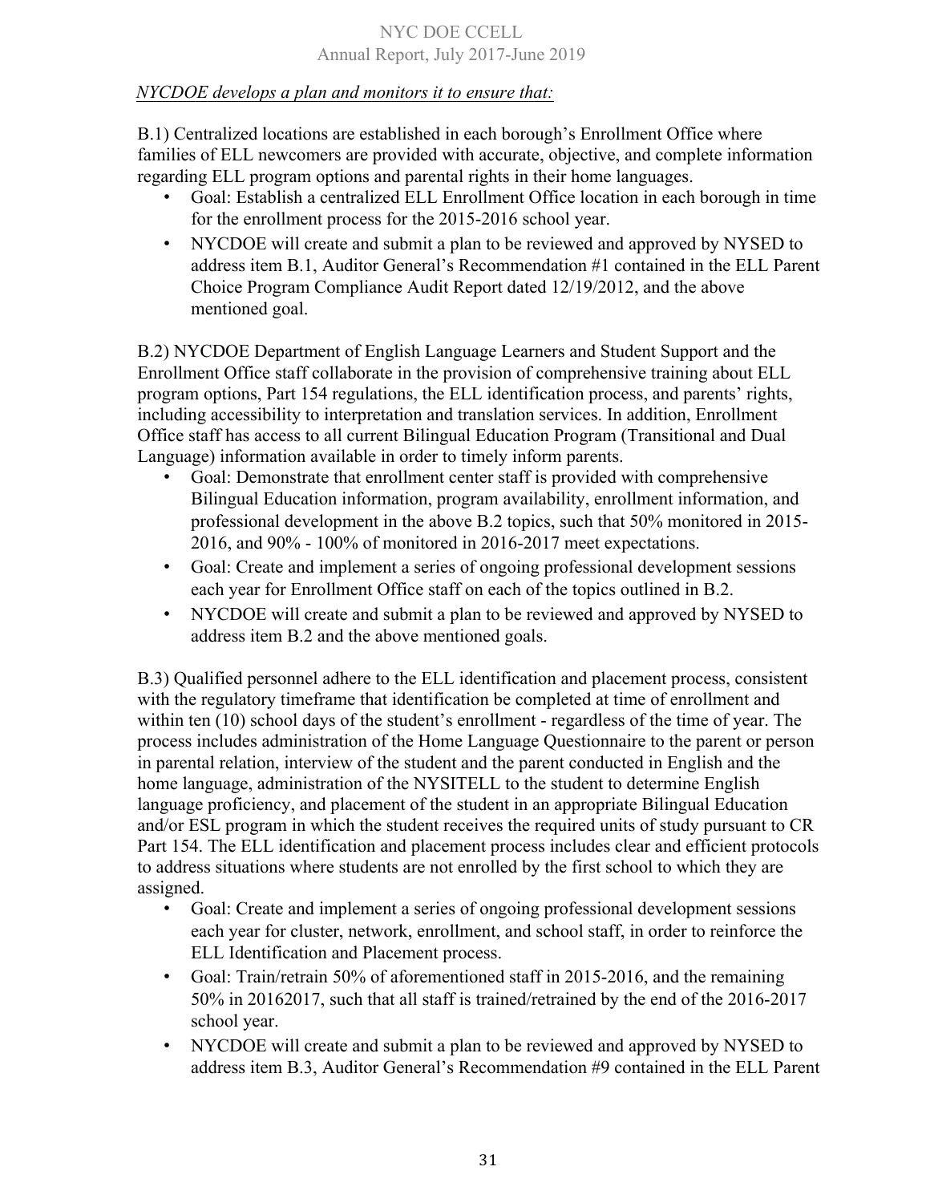*NYCDOE develops a plan and monitors it to ensure that:*

B.1) Centralized locations are established in each borough's Enrollment Office where families of ELL newcomers are provided with accurate, objective, and complete information regarding ELL program options and parental rights in their home languages.

- Goal: Establish a centralized ELL Enrollment Office location in each borough in time for the enrollment process for the 2015-2016 school year.
- NYCDOE will create and submit a plan to be reviewed and approved by NYSED to address item B.1, Auditor General's Recommendation #1 contained in the ELL Parent Choice Program Compliance Audit Report dated 12/19/2012, and the above mentioned goal.

B.2) NYCDOE Department of English Language Learners and Student Support and the Enrollment Office staff collaborate in the provision of comprehensive training about ELL program options, Part 154 regulations, the ELL identification process, and parents' rights, including accessibility to interpretation and translation services. In addition, Enrollment Office staff has access to all current Bilingual Education Program (Transitional and Dual Language) information available in order to timely inform parents.

- Goal: Demonstrate that enrollment center staff is provided with comprehensive Bilingual Education information, program availability, enrollment information, and professional development in the above B.2 topics, such that 50% monitored in 2015-2016, and 90% - 100% of monitored in 2016-2017 meet expectations.
- Goal: Create and implement a series of ongoing professional development sessions each year for Enrollment Office staff on each of the topics outlined in B.2.
- NYCDOE will create and submit a plan to be reviewed and approved by NYSED to address item B.2 and the above mentioned goals.

B.3) Qualified personnel adhere to the ELL identification and placement process, consistent with the regulatory timeframe that identification be completed at time of enrollment and within ten (10) school days of the student's enrollment - regardless of the time of year. The process includes administration of the Home Language Questionnaire to the parent or person in parental relation, interview of the student and the parent conducted in English and the home language, administration of the NYSITELL to the student to determine English language proficiency, and placement of the student in an appropriate Bilingual Education and/or ESL program in which the student receives the required units of study pursuant to CR Part 154. The ELL identification and placement process includes clear and efficient protocols to address situations where students are not enrolled by the first school to which they are assigned.

- Goal: Create and implement a series of ongoing professional development sessions each year for cluster, network, enrollment, and school staff, in order to reinforce the ELL Identification and Placement process.
- Goal: Train/retrain 50% of aforementioned staff in 2015-2016, and the remaining 50% in 20162017, such that all staff is trained/retrained by the end of the 2016-2017 school year.
- NYCDOE will create and submit a plan to be reviewed and approved by NYSED to address item B.3, Auditor General's Recommendation #9 contained in the ELL Parent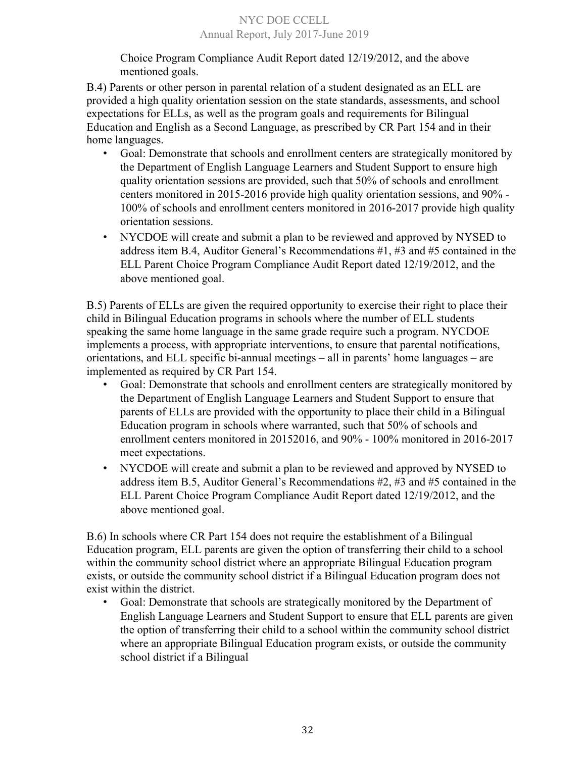Choice Program Compliance Audit Report dated 12/19/2012, and the above mentioned goals.

B.4) Parents or other person in parental relation of a student designated as an ELL are provided a high quality orientation session on the state standards, assessments, and school expectations for ELLs, as well as the program goals and requirements for Bilingual Education and English as a Second Language, as prescribed by CR Part 154 and in their home languages.

- Goal: Demonstrate that schools and enrollment centers are strategically monitored by the Department of English Language Learners and Student Support to ensure high quality orientation sessions are provided, such that 50% of schools and enrollment centers monitored in 2015-2016 provide high quality orientation sessions, and 90% - 100% of schools and enrollment centers monitored in 2016-2017 provide high quality orientation sessions.
- NYCDOE will create and submit a plan to be reviewed and approved by NYSED to address item B.4, Auditor General's Recommendations #1, #3 and #5 contained in the ELL Parent Choice Program Compliance Audit Report dated 12/19/2012, and the above mentioned goal.

B.5) Parents of ELLs are given the required opportunity to exercise their right to place their child in Bilingual Education programs in schools where the number of ELL students speaking the same home language in the same grade require such a program. NYCDOE implements a process, with appropriate interventions, to ensure that parental notifications, orientations, and ELL specific bi-annual meetings – all in parents' home languages – are implemented as required by CR Part 154.

- Goal: Demonstrate that schools and enrollment centers are strategically monitored by the Department of English Language Learners and Student Support to ensure that parents of ELLs are provided with the opportunity to place their child in a Bilingual Education program in schools where warranted, such that 50% of schools and enrollment centers monitored in 20152016, and 90% - 100% monitored in 2016-2017 meet expectations.
- NYCDOE will create and submit a plan to be reviewed and approved by NYSED to address item B.5, Auditor General's Recommendations #2, #3 and #5 contained in the ELL Parent Choice Program Compliance Audit Report dated 12/19/2012, and the above mentioned goal.

B.6) In schools where CR Part 154 does not require the establishment of a Bilingual Education program, ELL parents are given the option of transferring their child to a school within the community school district where an appropriate Bilingual Education program exists, or outside the community school district if a Bilingual Education program does not exist within the district.

- Goal: Demonstrate that schools are strategically monitored by the Department of English Language Learners and Student Support to ensure that ELL parents are given the option of transferring their child to a school within the community school district where an appropriate Bilingual Education program exists, or outside the community school district if a Bilingual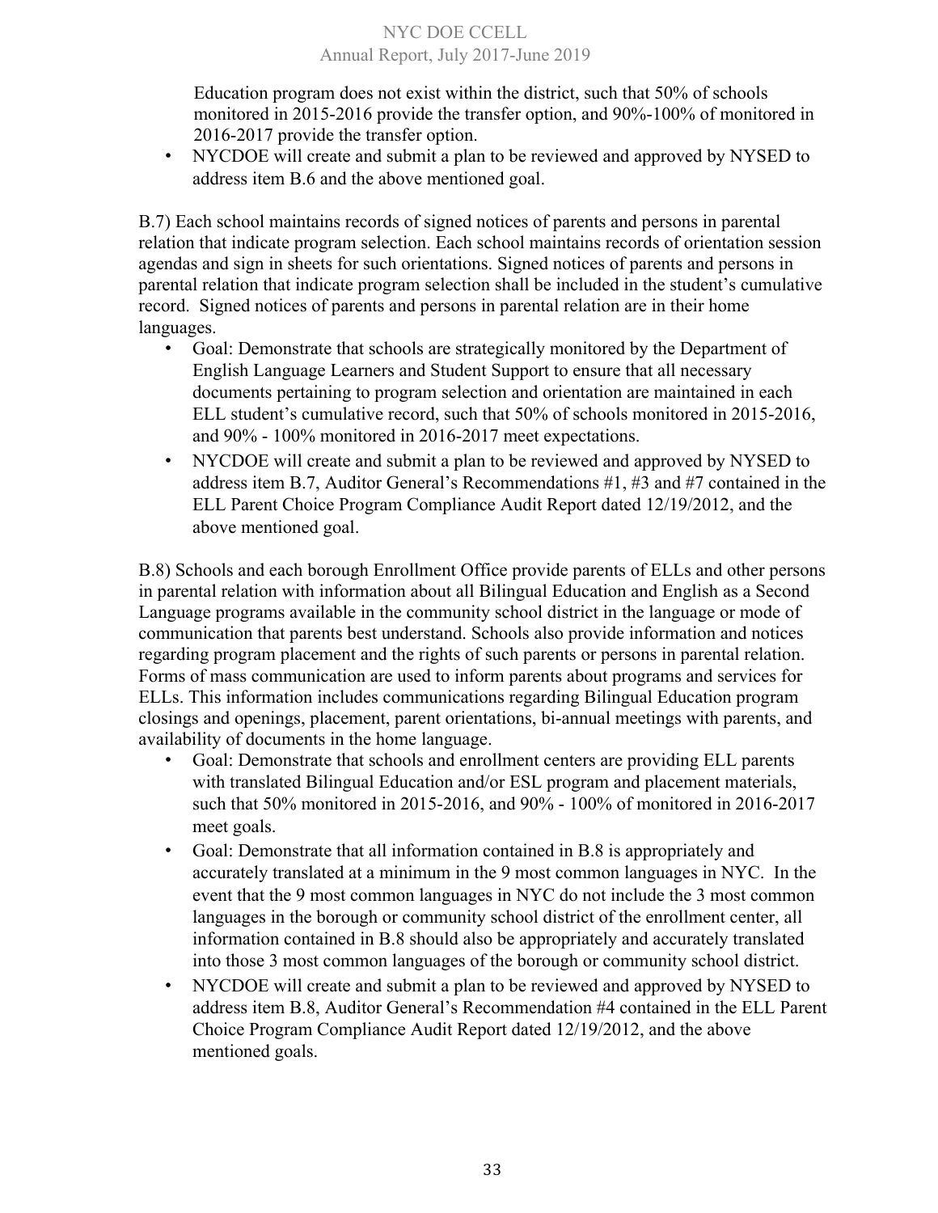Education program does not exist within the district, such that 50% of schools monitored in 2015-2016 provide the transfer option, and 90%-100% of monitored in 2016-2017 provide the transfer option.
- NYCDOE will create and submit a plan to be reviewed and approved by NYSED to address item B.6 and the above mentioned goal.

B.7) Each school maintains records of signed notices of parents and persons in parental relation that indicate program selection. Each school maintains records of orientation session agendas and sign in sheets for such orientations. Signed notices of parents and persons in parental relation that indicate program selection shall be included in the student's cumulative record. Signed notices of parents and persons in parental relation are in their home languages.

- Goal: Demonstrate that schools are strategically monitored by the Department of English Language Learners and Student Support to ensure that all necessary documents pertaining to program selection and orientation are maintained in each ELL student's cumulative record, such that 50% of schools monitored in 2015-2016, and 90% - 100% monitored in 2016-2017 meet expectations.
- NYCDOE will create and submit a plan to be reviewed and approved by NYSED to address item B.7, Auditor General's Recommendations #1, #3 and #7 contained in the ELL Parent Choice Program Compliance Audit Report dated 12/19/2012, and the above mentioned goal.

B.8) Schools and each borough Enrollment Office provide parents of ELLs and other persons in parental relation with information about all Bilingual Education and English as a Second Language programs available in the community school district in the language or mode of communication that parents best understand. Schools also provide information and notices regarding program placement and the rights of such parents or persons in parental relation. Forms of mass communication are used to inform parents about programs and services for ELLs. This information includes communications regarding Bilingual Education program closings and openings, placement, parent orientations, bi-annual meetings with parents, and availability of documents in the home language.

- Goal: Demonstrate that schools and enrollment centers are providing ELL parents with translated Bilingual Education and/or ESL program and placement materials, such that 50% monitored in 2015-2016, and 90% - 100% of monitored in 2016-2017 meet goals.
- Goal: Demonstrate that all information contained in B.8 is appropriately and accurately translated at a minimum in the 9 most common languages in NYC. In the event that the 9 most common languages in NYC do not include the 3 most common languages in the borough or community school district of the enrollment center, all information contained in B.8 should also be appropriately and accurately translated into those 3 most common languages of the borough or community school district.
- NYCDOE will create and submit a plan to be reviewed and approved by NYSED to address item B.8, Auditor General's Recommendation #4 contained in the ELL Parent Choice Program Compliance Audit Report dated 12/19/2012, and the above mentioned goals.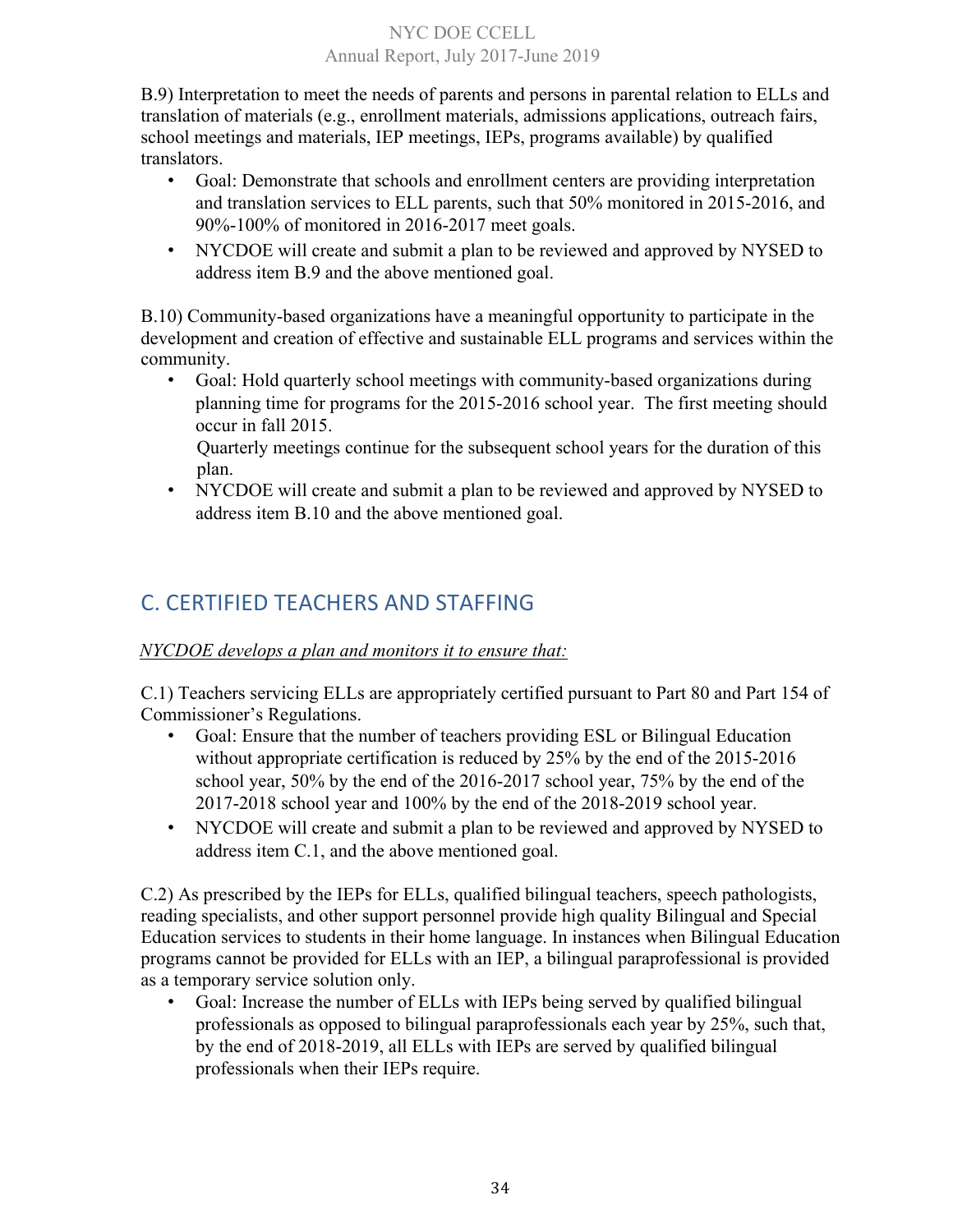B.9) Interpretation to meet the needs of parents and persons in parental relation to ELLs and translation of materials (e.g., enrollment materials, admissions applications, outreach fairs, school meetings and materials, IEP meetings, IEPs, programs available) by qualified translators.

- Goal: Demonstrate that schools and enrollment centers are providing interpretation and translation services to ELL parents, such that 50% monitored in 2015-2016, and 90%-100% of monitored in 2016-2017 meet goals.
- NYCDOE will create and submit a plan to be reviewed and approved by NYSED to address item B.9 and the above mentioned goal.

B.10) Community-based organizations have a meaningful opportunity to participate in the development and creation of effective and sustainable ELL programs and services within the community.

- Goal: Hold quarterly school meetings with community-based organizations during planning time for programs for the 2015-2016 school year. The first meeting should occur in fall 2015.
  Quarterly meetings continue for the subsequent school years for the duration of this plan.
- NYCDOE will create and submit a plan to be reviewed and approved by NYSED to address item B.10 and the above mentioned goal.

## C. CERTIFIED TEACHERS AND STAFFING

*NYCDOE develops a plan and monitors it to ensure that:*

C.1) Teachers servicing ELLs are appropriately certified pursuant to Part 80 and Part 154 of Commissioner's Regulations.

- Goal: Ensure that the number of teachers providing ESL or Bilingual Education without appropriate certification is reduced by 25% by the end of the 2015-2016 school year, 50% by the end of the 2016-2017 school year, 75% by the end of the 2017-2018 school year and 100% by the end of the 2018-2019 school year.
- NYCDOE will create and submit a plan to be reviewed and approved by NYSED to address item C.1, and the above mentioned goal.

C.2) As prescribed by the IEPs for ELLs, qualified bilingual teachers, speech pathologists, reading specialists, and other support personnel provide high quality Bilingual and Special Education services to students in their home language. In instances when Bilingual Education programs cannot be provided for ELLs with an IEP, a bilingual paraprofessional is provided as a temporary service solution only.

- Goal: Increase the number of ELLs with IEPs being served by qualified bilingual professionals as opposed to bilingual paraprofessionals each year by 25%, such that, by the end of 2018-2019, all ELLs with IEPs are served by qualified bilingual professionals when their IEPs require.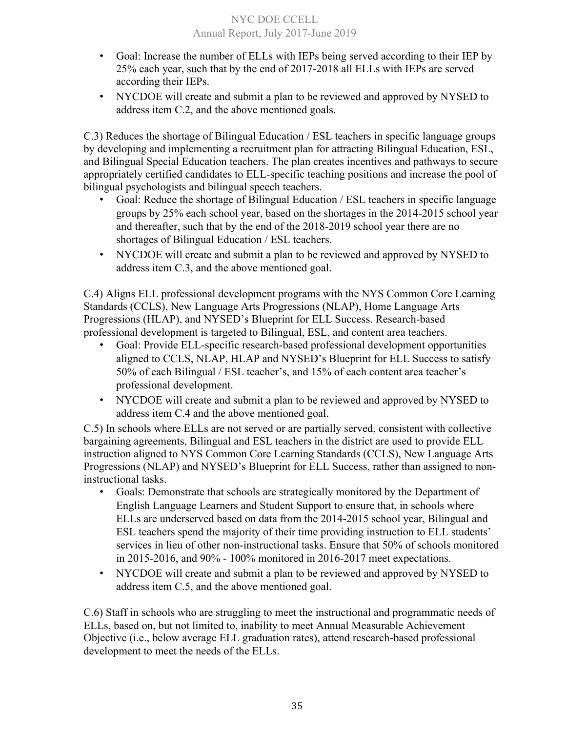- Goal: Increase the number of ELLs with IEPs being served according to their IEP by 25% each year, such that by the end of 2017-2018 all ELLs with IEPs are served according their IEPs.
- NYCDOE will create and submit a plan to be reviewed and approved by NYSED to address item C.2, and the above mentioned goals.

C.3) Reduces the shortage of Bilingual Education / ESL teachers in specific language groups by developing and implementing a recruitment plan for attracting Bilingual Education, ESL, and Bilingual Special Education teachers. The plan creates incentives and pathways to secure appropriately certified candidates to ELL-specific teaching positions and increase the pool of bilingual psychologists and bilingual speech teachers.

- Goal: Reduce the shortage of Bilingual Education / ESL teachers in specific language groups by 25% each school year, based on the shortages in the 2014-2015 school year and thereafter, such that by the end of the 2018-2019 school year there are no shortages of Bilingual Education / ESL teachers.
- NYCDOE will create and submit a plan to be reviewed and approved by NYSED to address item C.3, and the above mentioned goal.

C.4) Aligns ELL professional development programs with the NYS Common Core Learning Standards (CCLS), New Language Arts Progressions (NLAP), Home Language Arts Progressions (HLAP), and NYSED's Blueprint for ELL Success. Research-based professional development is targeted to Bilingual, ESL, and content area teachers.

- Goal: Provide ELL-specific research-based professional development opportunities aligned to CCLS, NLAP, HLAP and NYSED's Blueprint for ELL Success to satisfy 50% of each Bilingual / ESL teacher's, and 15% of each content area teacher's professional development.
- NYCDOE will create and submit a plan to be reviewed and approved by NYSED to address item C.4 and the above mentioned goal.

C.5) In schools where ELLs are not served or are partially served, consistent with collective bargaining agreements, Bilingual and ESL teachers in the district are used to provide ELL instruction aligned to NYS Common Core Learning Standards (CCLS), New Language Arts Progressions (NLAP) and NYSED's Blueprint for ELL Success, rather than assigned to non-instructional tasks.

- Goals: Demonstrate that schools are strategically monitored by the Department of English Language Learners and Student Support to ensure that, in schools where ELLs are underserved based on data from the 2014-2015 school year, Bilingual and ESL teachers spend the majority of their time providing instruction to ELL students' services in lieu of other non-instructional tasks. Ensure that 50% of schools monitored in 2015-2016, and 90% - 100% monitored in 2016-2017 meet expectations.
- NYCDOE will create and submit a plan to be reviewed and approved by NYSED to address item C.5, and the above mentioned goal.

C.6) Staff in schools who are struggling to meet the instructional and programmatic needs of ELLs, based on, but not limited to, inability to meet Annual Measurable Achievement Objective (i.e., below average ELL graduation rates), attend research-based professional development to meet the needs of the ELLs.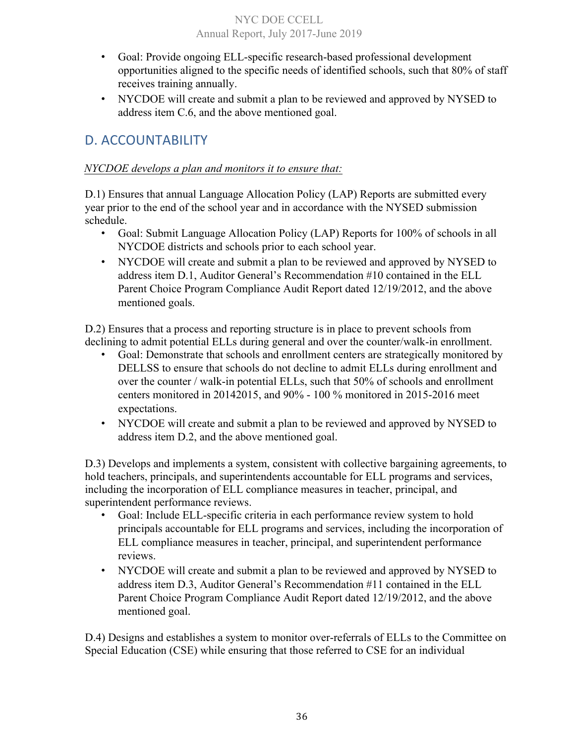- Goal: Provide ongoing ELL-specific research-based professional development opportunities aligned to the specific needs of identified schools, such that 80% of staff receives training annually.
- NYCDOE will create and submit a plan to be reviewed and approved by NYSED to address item C.6, and the above mentioned goal.

## D. ACCOUNTABILITY

*NYCDOE develops a plan and monitors it to ensure that:*

D.1) Ensures that annual Language Allocation Policy (LAP) Reports are submitted every year prior to the end of the school year and in accordance with the NYSED submission schedule.

- Goal: Submit Language Allocation Policy (LAP) Reports for 100% of schools in all NYCDOE districts and schools prior to each school year.
- NYCDOE will create and submit a plan to be reviewed and approved by NYSED to address item D.1, Auditor General's Recommendation #10 contained in the ELL Parent Choice Program Compliance Audit Report dated 12/19/2012, and the above mentioned goals.

D.2) Ensures that a process and reporting structure is in place to prevent schools from declining to admit potential ELLs during general and over the counter/walk-in enrollment.

- Goal: Demonstrate that schools and enrollment centers are strategically monitored by DELLSS to ensure that schools do not decline to admit ELLs during enrollment and over the counter / walk-in potential ELLs, such that 50% of schools and enrollment centers monitored in 20142015, and 90% - 100 % monitored in 2015-2016 meet expectations.
- NYCDOE will create and submit a plan to be reviewed and approved by NYSED to address item D.2, and the above mentioned goal.

D.3) Develops and implements a system, consistent with collective bargaining agreements, to hold teachers, principals, and superintendents accountable for ELL programs and services, including the incorporation of ELL compliance measures in teacher, principal, and superintendent performance reviews.

- Goal: Include ELL-specific criteria in each performance review system to hold principals accountable for ELL programs and services, including the incorporation of ELL compliance measures in teacher, principal, and superintendent performance reviews.
- NYCDOE will create and submit a plan to be reviewed and approved by NYSED to address item D.3, Auditor General's Recommendation #11 contained in the ELL Parent Choice Program Compliance Audit Report dated 12/19/2012, and the above mentioned goal.

D.4) Designs and establishes a system to monitor over-referrals of ELLs to the Committee on Special Education (CSE) while ensuring that those referred to CSE for an individual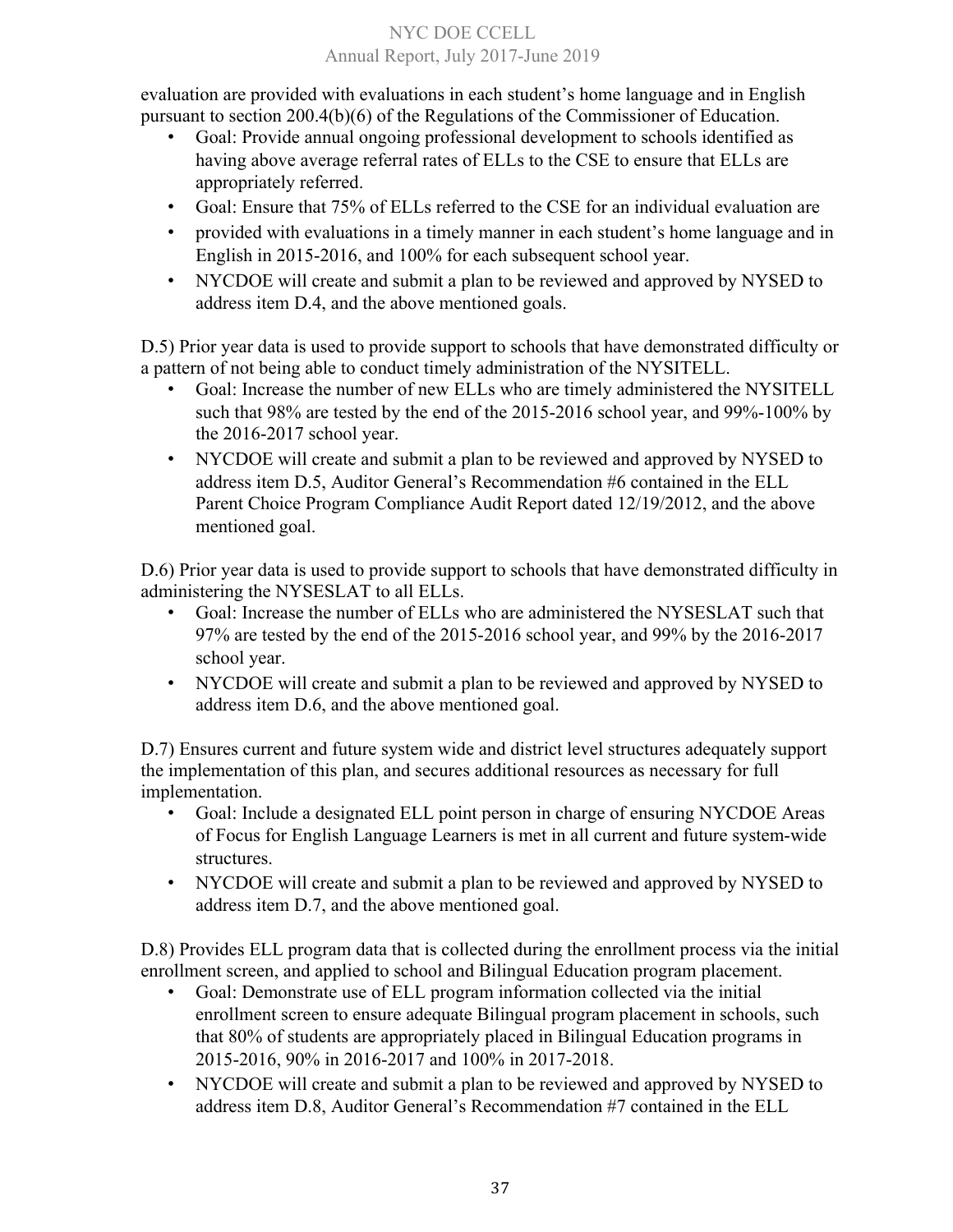evaluation are provided with evaluations in each student's home language and in English pursuant to section 200.4(b)(6) of the Regulations of the Commissioner of Education.

- Goal: Provide annual ongoing professional development to schools identified as having above average referral rates of ELLs to the CSE to ensure that ELLs are appropriately referred.
- Goal: Ensure that 75% of ELLs referred to the CSE for an individual evaluation are
- provided with evaluations in a timely manner in each student's home language and in English in 2015-2016, and 100% for each subsequent school year.
- NYCDOE will create and submit a plan to be reviewed and approved by NYSED to address item D.4, and the above mentioned goals.

D.5) Prior year data is used to provide support to schools that have demonstrated difficulty or a pattern of not being able to conduct timely administration of the NYSITELL.

- Goal: Increase the number of new ELLs who are timely administered the NYSITELL such that 98% are tested by the end of the 2015-2016 school year, and 99%-100% by the 2016-2017 school year.
- NYCDOE will create and submit a plan to be reviewed and approved by NYSED to address item D.5, Auditor General's Recommendation #6 contained in the ELL Parent Choice Program Compliance Audit Report dated 12/19/2012, and the above mentioned goal.

D.6) Prior year data is used to provide support to schools that have demonstrated difficulty in administering the NYSESLAT to all ELLs.

- Goal: Increase the number of ELLs who are administered the NYSESLAT such that 97% are tested by the end of the 2015-2016 school year, and 99% by the 2016-2017 school year.
- NYCDOE will create and submit a plan to be reviewed and approved by NYSED to address item D.6, and the above mentioned goal.

D.7) Ensures current and future system wide and district level structures adequately support the implementation of this plan, and secures additional resources as necessary for full implementation.

- Goal: Include a designated ELL point person in charge of ensuring NYCDOE Areas of Focus for English Language Learners is met in all current and future system-wide structures.
- NYCDOE will create and submit a plan to be reviewed and approved by NYSED to address item D.7, and the above mentioned goal.

D.8) Provides ELL program data that is collected during the enrollment process via the initial enrollment screen, and applied to school and Bilingual Education program placement.

- Goal: Demonstrate use of ELL program information collected via the initial enrollment screen to ensure adequate Bilingual program placement in schools, such that 80% of students are appropriately placed in Bilingual Education programs in 2015-2016, 90% in 2016-2017 and 100% in 2017-2018.
- NYCDOE will create and submit a plan to be reviewed and approved by NYSED to address item D.8, Auditor General's Recommendation #7 contained in the ELL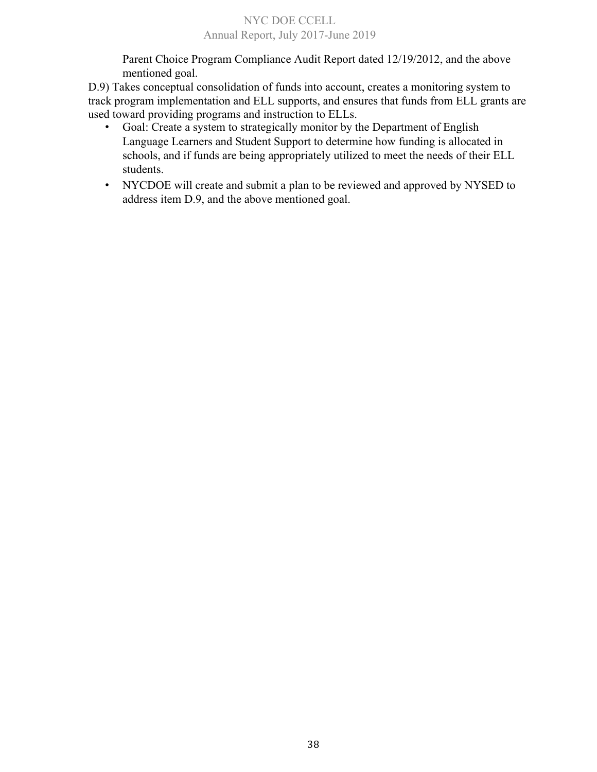Parent Choice Program Compliance Audit Report dated 12/19/2012, and the above mentioned goal.

D.9) Takes conceptual consolidation of funds into account, creates a monitoring system to track program implementation and ELL supports, and ensures that funds from ELL grants are used toward providing programs and instruction to ELLs.

- Goal: Create a system to strategically monitor by the Department of English Language Learners and Student Support to determine how funding is allocated in schools, and if funds are being appropriately utilized to meet the needs of their ELL students.
- NYCDOE will create and submit a plan to be reviewed and approved by NYSED to address item D.9, and the above mentioned goal.